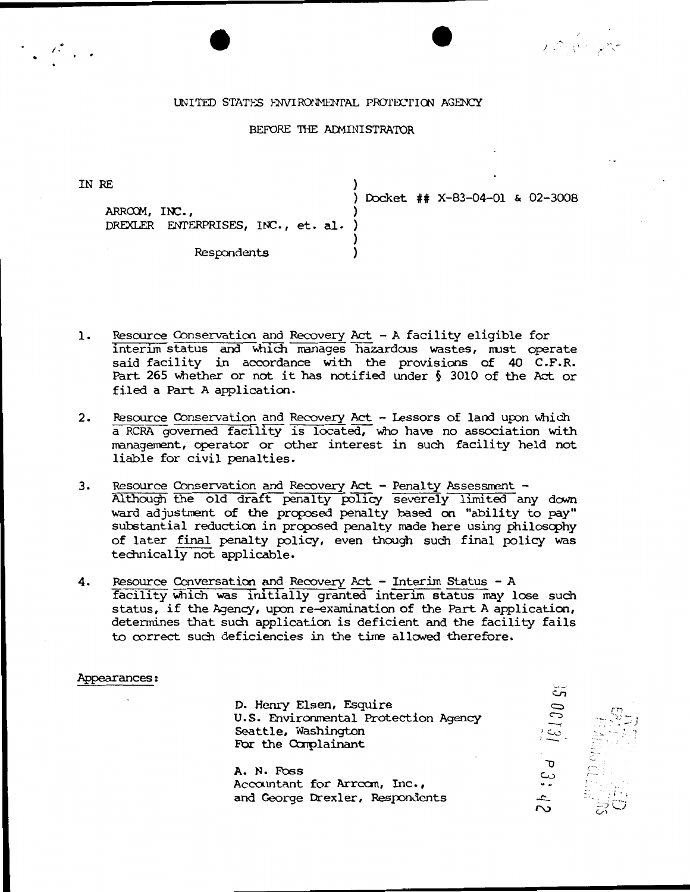UNITED STATES ENVIRONMENTAL PROTECTION AGENCY

BEFORE THE ADMINISTRATOR

IN RE

ARRCOM, INC.,
DREXLER ENTERPRISES, INC., et. al.

Respondents

Docket ## X-83-04-01 & 02-3008

1. Resource Conservation and Recovery Act - A facility eligible for interim status and which manages hazardous wastes, must operate said facility in accordance with the provisions of 40 C.F.R. Part 265 whether or not it has notified under § 3010 of the Act or filed a Part A application.

2. Resource Conservation and Recovery Act - Lessors of land upon which a RCRA governed facility is located, who have no association with management, operator or other interest in such facility held not liable for civil penalties.

3. Resource Conservation and Recovery Act - Penalty Assessment - Although the old draft penalty policy severely limited any down ward adjustment of the proposed penalty based on "ability to pay" substantial reduction in proposed penalty made here using philosophy of later final penalty policy, even though such final policy was technically not applicable.

4. Resource Conversation and Recovery Act - Interim Status - A facility which was initially granted interim status may lose such status, if the Agency, upon re-examination of the Part A application, determines that such application is deficient and the facility fails to correct such deficiencies in the time allowed therefore.

Appearances:

D. Henry Elsen, Esquire
U.S. Environmental Protection Agency
Seattle, Washington
For the Complainant

A. N. Foss
Accountant for Arrcom, Inc.,
and George Drexler, Respondents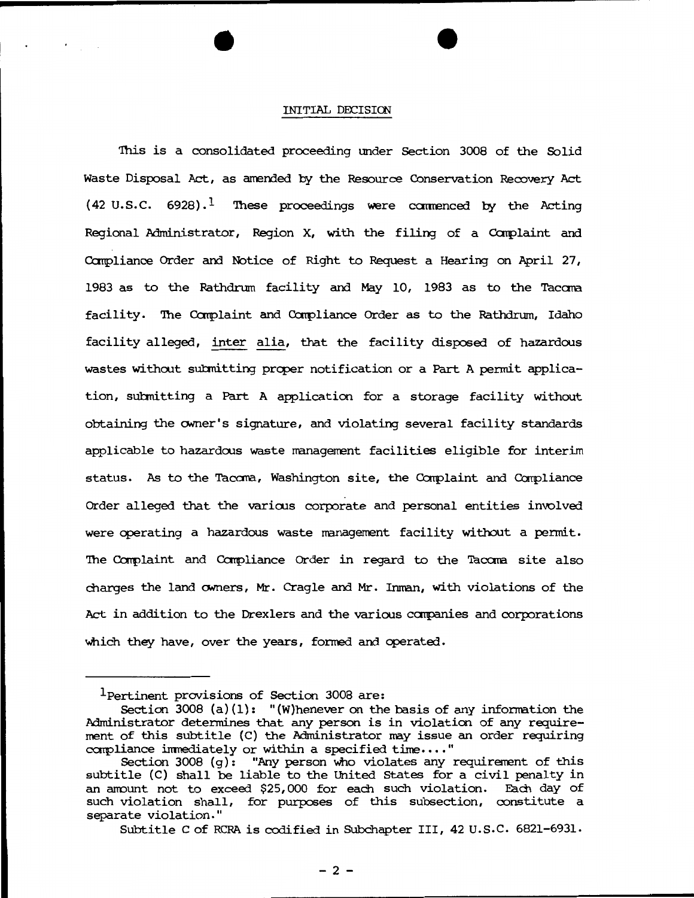## INITIAL DECISION

This is a consolidated proceeding under Section 3008 of the Solid Waste Disposal Act, as amended by the Resource Conservation Recovery Act (42 U.S.C. 6928).[1] These proceedings were commenced by the Acting Regional Administrator, Region X, with the filing of a Complaint and Compliance Order and Notice of Right to Request a Hearing on April 27, 1983 as to the Rathdrum facility and May 10, 1983 as to the Tacoma facility. The Complaint and Compliance Order as to the Rathdrum, Idaho facility alleged, *inter alia*, that the facility disposed of hazardous wastes without submitting proper notification or a Part A permit application, submitting a Part A application for a storage facility without obtaining the owner's signature, and violating several facility standards applicable to hazardous waste management facilities eligible for interim status. As to the Tacoma, Washington site, the Complaint and Compliance Order alleged that the various corporate and personal entities involved were operating a hazardous waste management facility without a permit. The Complaint and Compliance Order in regard to the Tacoma site also charges the land owners, Mr. Cragle and Mr. Inman, with violations of the Act in addition to the Drexlers and the various companies and corporations which they have, over the years, formed and operated.

---

[1] Pertinent provisions of Section 3008 are:

Section 3008 (a)(1): "(W)henever on the basis of any information the Administrator determines that any person is in violation of any requirement of this subtitle (C) the Administrator may issue an order requiring compliance immediately or within a specified time...."

Section 3008 (g): "Any person who violates any requirement of this subtitle (C) shall be liable to the United States for a civil penalty in an amount not to exceed $25,000 for each such violation. Each day of such violation shall, for purposes of this subsection, constitute a separate violation."

Subtitle C of RCRA is codified in Subchapter III, 42 U.S.C. 6821-6931.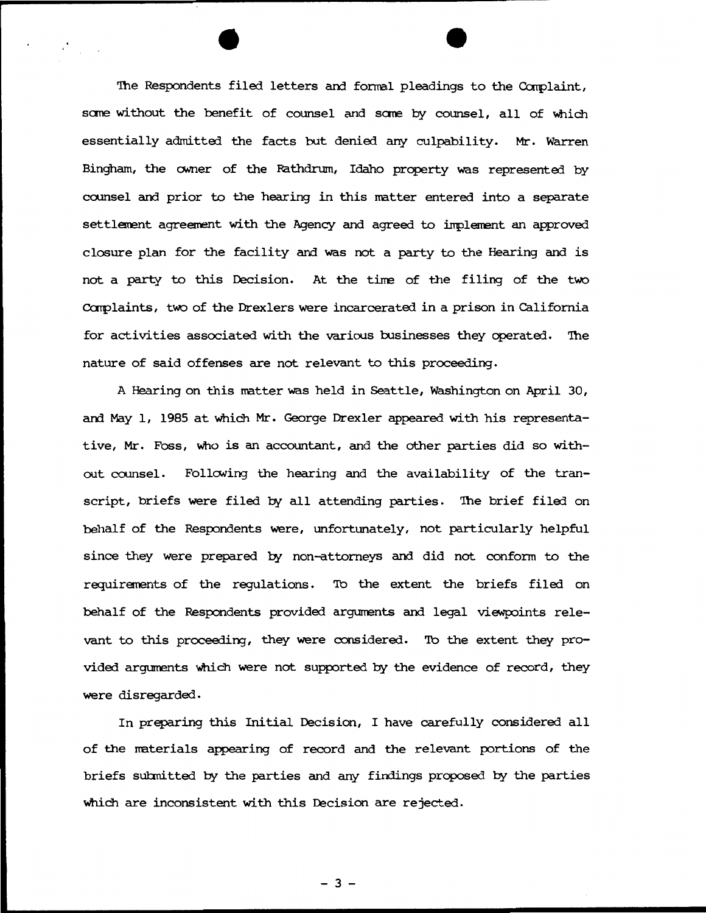The Respondents filed letters and formal pleadings to the Complaint, some without the benefit of counsel and some by counsel, all of which essentially admitted the facts but denied any culpability. Mr. Warren Bingham, the owner of the Rathdrum, Idaho property was represented by counsel and prior to the hearing in this matter entered into a separate settlement agreement with the Agency and agreed to implement an approved closure plan for the facility and was not a party to the Hearing and is not a party to this Decision. At the time of the filing of the two Complaints, two of the Drexlers were incarcerated in a prison in California for activities associated with the various businesses they operated. The nature of said offenses are not relevant to this proceeding.

A Hearing on this matter was held in Seattle, Washington on April 30, and May 1, 1985 at which Mr. George Drexler appeared with his representative, Mr. Foss, who is an accountant, and the other parties did so without counsel. Following the hearing and the availability of the transcript, briefs were filed by all attending parties. The brief filed on behalf of the Respondents were, unfortunately, not particularly helpful since they were prepared by non-attorneys and did not conform to the requirements of the regulations. To the extent the briefs filed on behalf of the Respondents provided arguments and legal viewpoints relevant to this proceeding, they were considered. To the extent they provided arguments which were not supported by the evidence of record, they were disregarded.

In preparing this Initial Decision, I have carefully considered all of the materials appearing of record and the relevant portions of the briefs submitted by the parties and any findings proposed by the parties which are inconsistent with this Decision are rejected.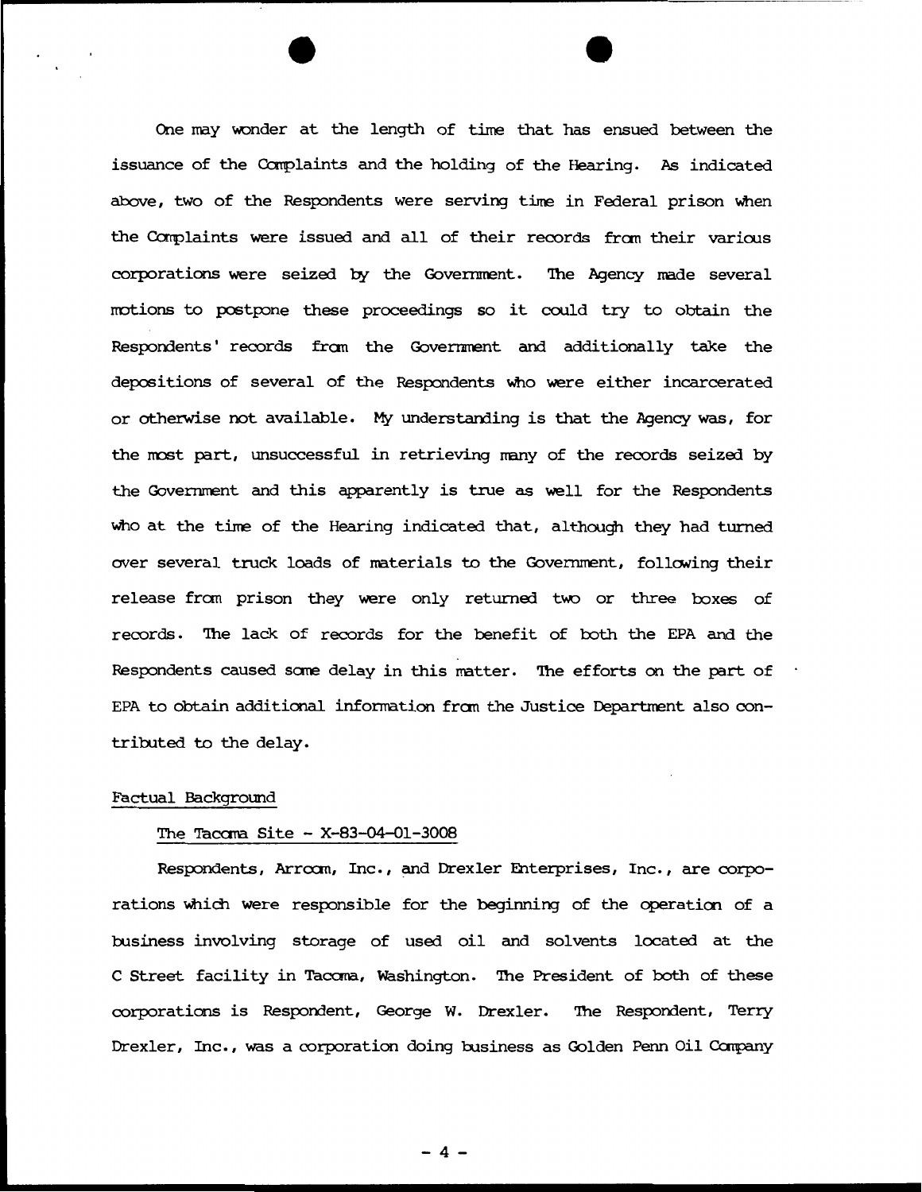One may wonder at the length of time that has ensued between the issuance of the Complaints and the holding of the Hearing. As indicated above, two of the Respondents were serving time in Federal prison when the Complaints were issued and all of their records from their various corporations were seized by the Government. The Agency made several motions to postpone these proceedings so it could try to obtain the Respondents' records from the Government and additionally take the depositions of several of the Respondents who were either incarcerated or otherwise not available. My understanding is that the Agency was, for the most part, unsuccessful in retrieving many of the records seized by the Government and this apparently is true as well for the Respondents who at the time of the Hearing indicated that, although they had turned over several truck loads of materials to the Government, following their release from prison they were only returned two or three boxes of records. The lack of records for the benefit of both the EPA and the Respondents caused some delay in this matter. The efforts on the part of EPA to obtain additional information from the Justice Department also contributed to the delay.

Factual Background

The Tacoma Site - X-83-04-01-3008

Respondents, Arrcom, Inc., and Drexler Enterprises, Inc., are corporations which were responsible for the beginning of the operation of a business involving storage of used oil and solvents located at the C Street facility in Tacoma, Washington. The President of both of these corporations is Respondent, George W. Drexler. The Respondent, Terry Drexler, Inc., was a corporation doing business as Golden Penn Oil Company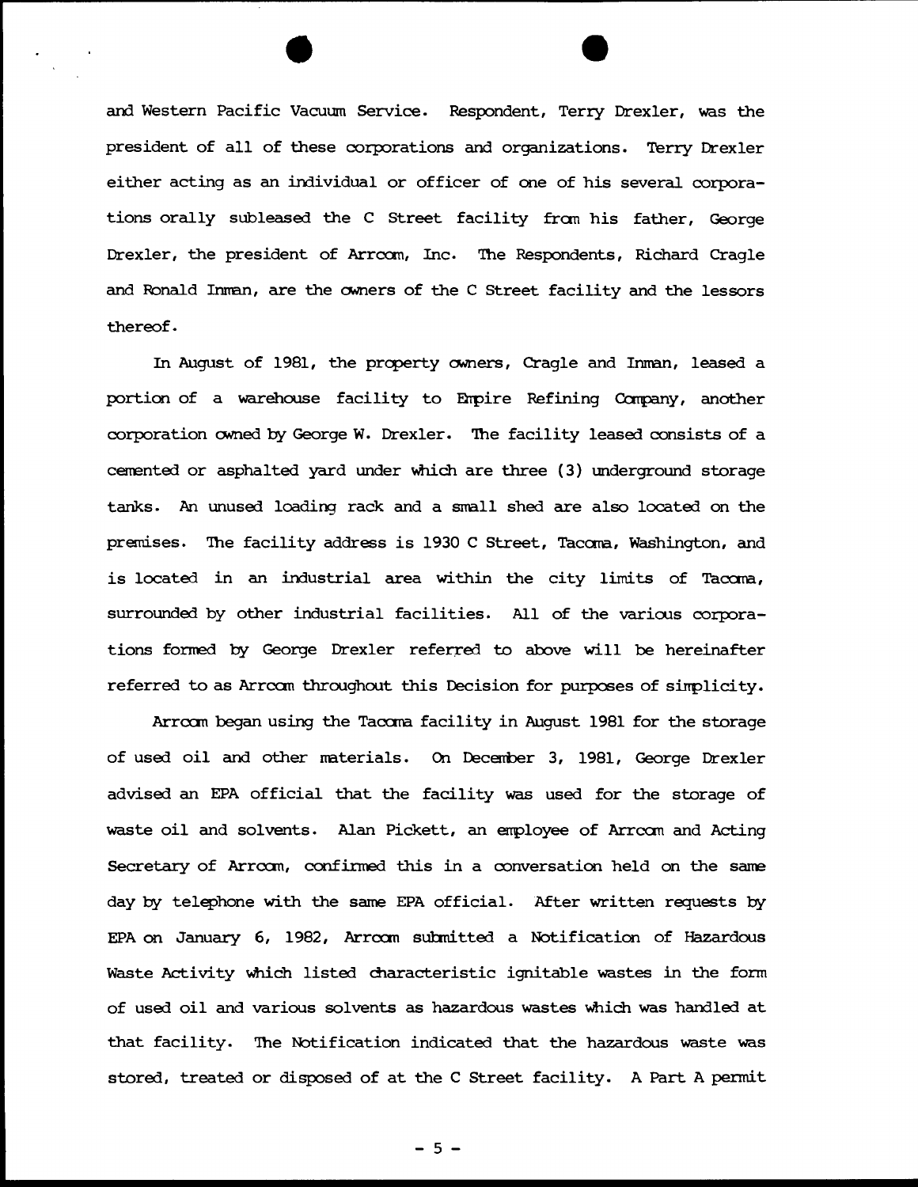and Western Pacific Vacuum Service. Respondent, Terry Drexler, was the president of all of these corporations and organizations. Terry Drexler either acting as an individual or officer of one of his several corporations orally subleased the C Street facility from his father, George Drexler, the president of Arrcom, Inc. The Respondents, Richard Cragle and Ronald Inman, are the owners of the C Street facility and the lessors thereof.

In August of 1981, the property owners, Cragle and Inman, leased a portion of a warehouse facility to Empire Refining Company, another corporation owned by George W. Drexler. The facility leased consists of a cemented or asphalted yard under which are three (3) underground storage tanks. An unused loading rack and a small shed are also located on the premises. The facility address is 1930 C Street, Tacoma, Washington, and is located in an industrial area within the city limits of Tacoma, surrounded by other industrial facilities. All of the various corporations formed by George Drexler referred to above will be hereinafter referred to as Arrcom throughout this Decision for purposes of simplicity.

Arrcom began using the Tacoma facility in August 1981 for the storage of used oil and other materials. On December 3, 1981, George Drexler advised an EPA official that the facility was used for the storage of waste oil and solvents. Alan Pickett, an employee of Arrcom and Acting Secretary of Arrcom, confirmed this in a conversation held on the same day by telephone with the same EPA official. After written requests by EPA on January 6, 1982, Arrcom submitted a Notification of Hazardous Waste Activity which listed characteristic ignitable wastes in the form of used oil and various solvents as hazardous wastes which was handled at that facility. The Notification indicated that the hazardous waste was stored, treated or disposed of at the C Street facility. A Part A permit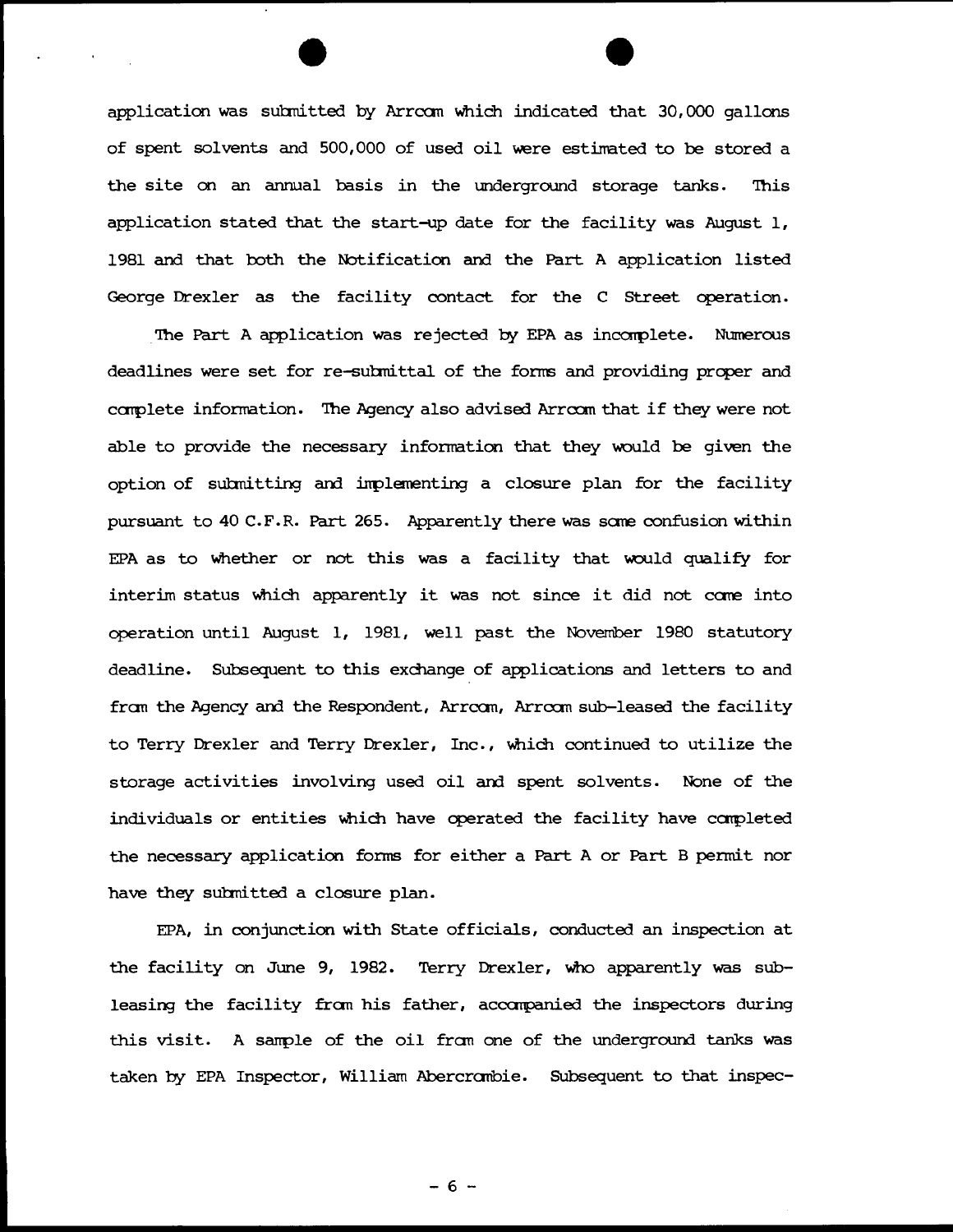application was submitted by Arrcom which indicated that 30,000 gallons of spent solvents and 500,000 of used oil were estimated to be stored a the site on an annual basis in the underground storage tanks. This application stated that the start-up date for the facility was August 1, 1981 and that both the Notification and the Part A application listed George Drexler as the facility contact for the C Street operation.

The Part A application was rejected by EPA as incomplete. Numerous deadlines were set for re-submittal of the forms and providing proper and complete information. The Agency also advised Arrcom that if they were not able to provide the necessary information that they would be given the option of submitting and implementing a closure plan for the facility pursuant to 40 C.F.R. Part 265. Apparently there was some confusion within EPA as to whether or not this was a facility that would qualify for interim status which apparently it was not since it did not come into operation until August 1, 1981, well past the November 1980 statutory deadline. Subsequent to this exchange of applications and letters to and from the Agency and the Respondent, Arrcom, Arrcom sub-leased the facility to Terry Drexler and Terry Drexler, Inc., which continued to utilize the storage activities involving used oil and spent solvents. None of the individuals or entities which have operated the facility have completed the necessary application forms for either a Part A or Part B permit nor have they submitted a closure plan.

EPA, in conjunction with State officials, conducted an inspection at the facility on June 9, 1982. Terry Drexler, who apparently was sub-leasing the facility from his father, accompanied the inspectors during this visit. A sample of the oil from one of the underground tanks was taken by EPA Inspector, William Abercrombie. Subsequent to that inspec-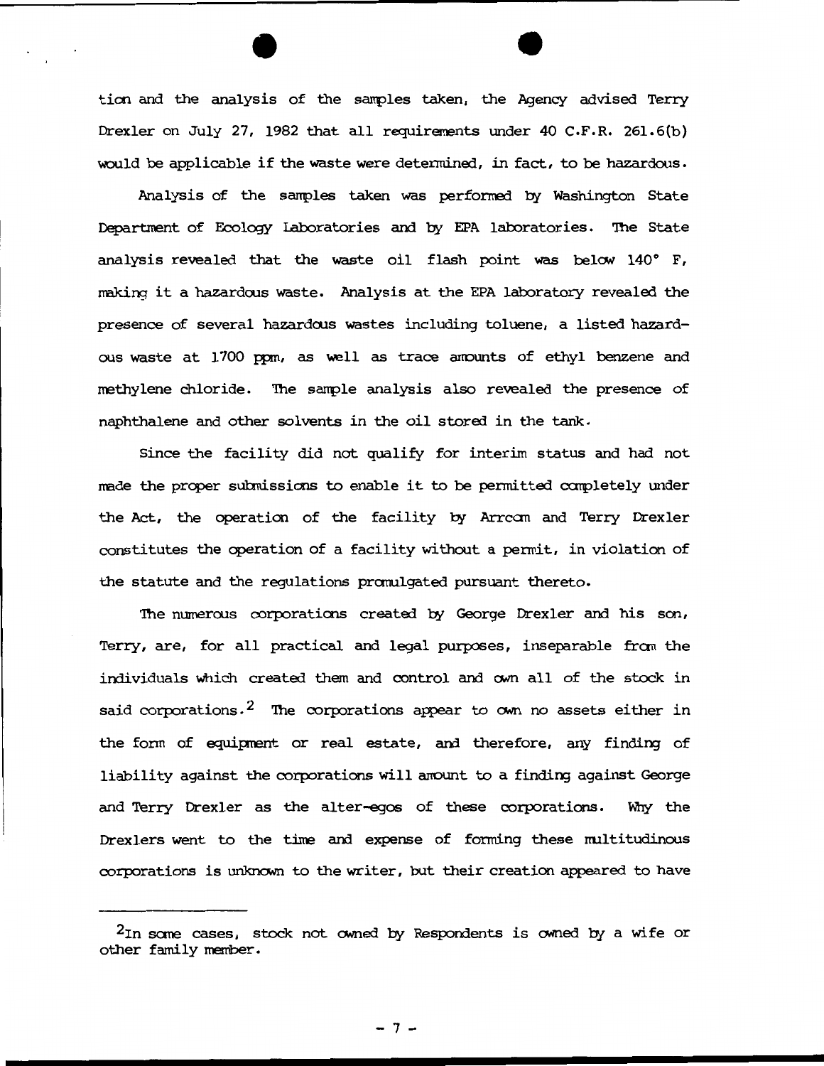tion and the analysis of the samples taken, the Agency advised Terry Drexler on July 27, 1982 that all requirements under 40 C.F.R. 261.6(b) would be applicable if the waste were determined, in fact, to be hazardous.

Analysis of the samples taken was performed by Washington State Department of Ecology Laboratories and by EPA laboratories. The State analysis revealed that the waste oil flash point was below 140° F, making it a hazardous waste. Analysis at the EPA laboratory revealed the presence of several hazardous wastes including toluene, a listed hazardous waste at 1700 ppm, as well as trace amounts of ethyl benzene and methylene chloride. The sample analysis also revealed the presence of naphthalene and other solvents in the oil stored in the tank.

Since the facility did not qualify for interim status and had not made the proper submissions to enable it to be permitted completely under the Act, the operation of the facility by Arrcom and Terry Drexler constitutes the operation of a facility without a permit, in violation of the statute and the regulations promulgated pursuant thereto.

The numerous corporations created by George Drexler and his son, Terry, are, for all practical and legal purposes, inseparable from the individuals which created them and control and own all of the stock in said corporations.[2] The corporations appear to own no assets either in the form of equipment or real estate, and therefore, any finding of liability against the corporations will amount to a finding against George and Terry Drexler as the alter-egos of these corporations. Why the Drexlers went to the time and expense of forming these multitudinous corporations is unknown to the writer, but their creation appeared to have

---

[2]In some cases, stock not owned by Respondents is owned by a wife or other family member.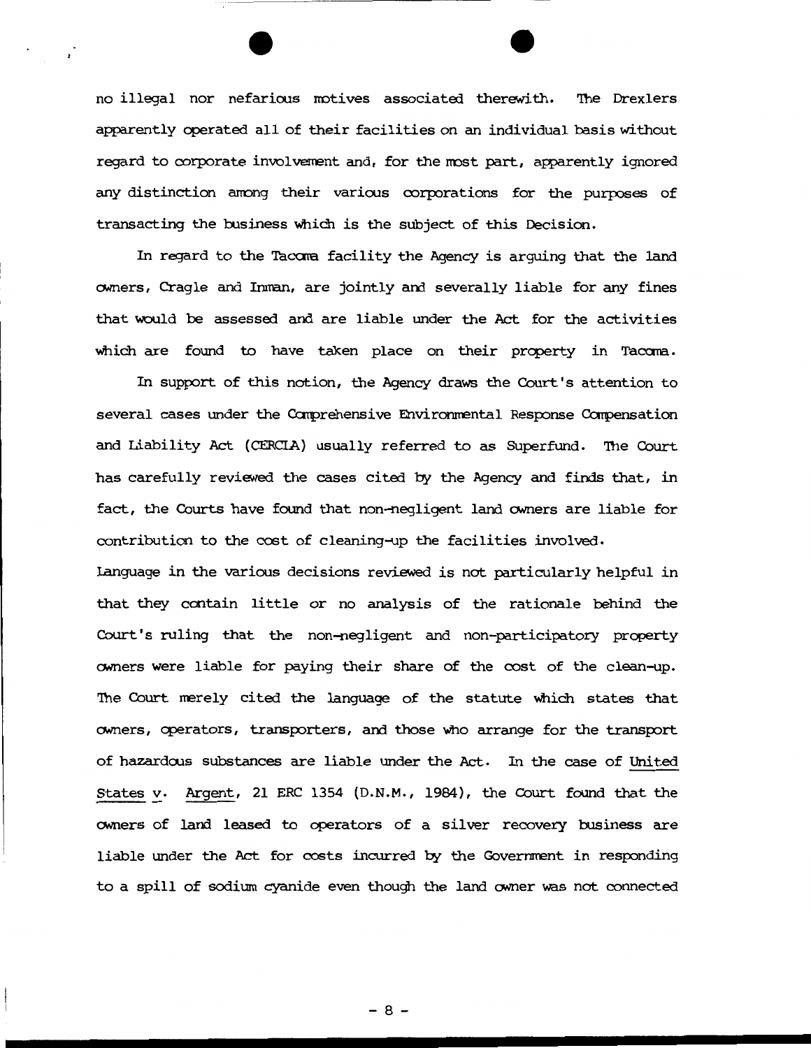no illegal nor nefarious motives associated therewith. The Drexlers apparently operated all of their facilities on an individual basis without regard to corporate involvement and, for the most part, apparently ignored any distinction among their various corporations for the purposes of transacting the business which is the subject of this Decision.

In regard to the Tacoma facility the Agency is arguing that the land owners, Cragle and Inman, are jointly and severally liable for any fines that would be assessed and are liable under the Act for the activities which are found to have taken place on their property in Tacoma.

In support of this notion, the Agency draws the Court's attention to several cases under the Comprehensive Environmental Response Compensation and Liability Act (CERCLA) usually referred to as Superfund. The Court has carefully reviewed the cases cited by the Agency and finds that, in fact, the Courts have found that non-negligent land owners are liable for contribution to the cost of cleaning-up the facilities involved.
Language in the various decisions reviewed is not particularly helpful in that they contain little or no analysis of the rationale behind the Court's ruling that the non-negligent and non-participatory property owners were liable for paying their share of the cost of the clean-up. The Court merely cited the language of the statute which states that owners, operators, transporters, and those who arrange for the transport of hazardous substances are liable under the Act. In the case of <u>United States v. Argent</u>, 21 ERC 1354 (D.N.M., 1984), the Court found that the owners of land leased to operators of a silver recovery business are liable under the Act for costs incurred by the Government in responding to a spill of sodium cyanide even though the land owner was not connected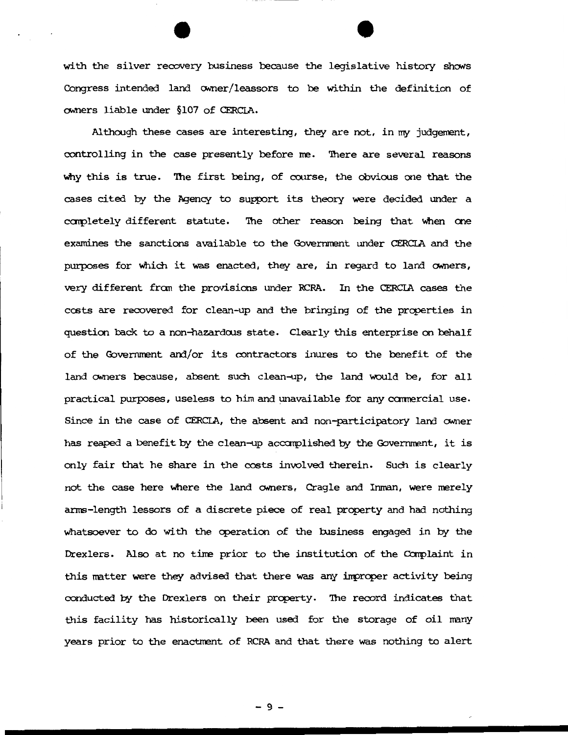with the silver recovery business because the legislative history shows Congress intended land owner/leassors to be within the definition of owners liable under §107 of CERCLA.

Although these cases are interesting, they are not, in my judgement, controlling in the case presently before me. There are several reasons why this is true. The first being, of course, the obvious one that the cases cited by the Agency to support its theory were decided under a completely different statute. The other reason being that when one examines the sanctions available to the Government under CERCLA and the purposes for which it was enacted, they are, in regard to land owners, very different from the provisions under RCRA. In the CERCLA cases the costs are recovered for clean-up and the bringing of the properties in question back to a non-hazardous state. Clearly this enterprise on behalf of the Government and/or its contractors inures to the benefit of the land owners because, absent such clean-up, the land would be, for all practical purposes, useless to him and unavailable for any commercial use. Since in the case of CERCLA, the absent and non-participatory land owner has reaped a benefit by the clean-up accomplished by the Government, it is only fair that he share in the costs involved therein. Such is clearly not the case here where the land owners, Cragle and Inman, were merely arms-length lessors of a discrete piece of real property and had nothing whatsoever to do with the operation of the business engaged in by the Drexlers. Also at no time prior to the institution of the Complaint in this matter were they advised that there was any improper activity being conducted by the Drexlers on their property. The record indicates that this facility has historically been used for the storage of oil many years prior to the enactment of RCRA and that there was nothing to alert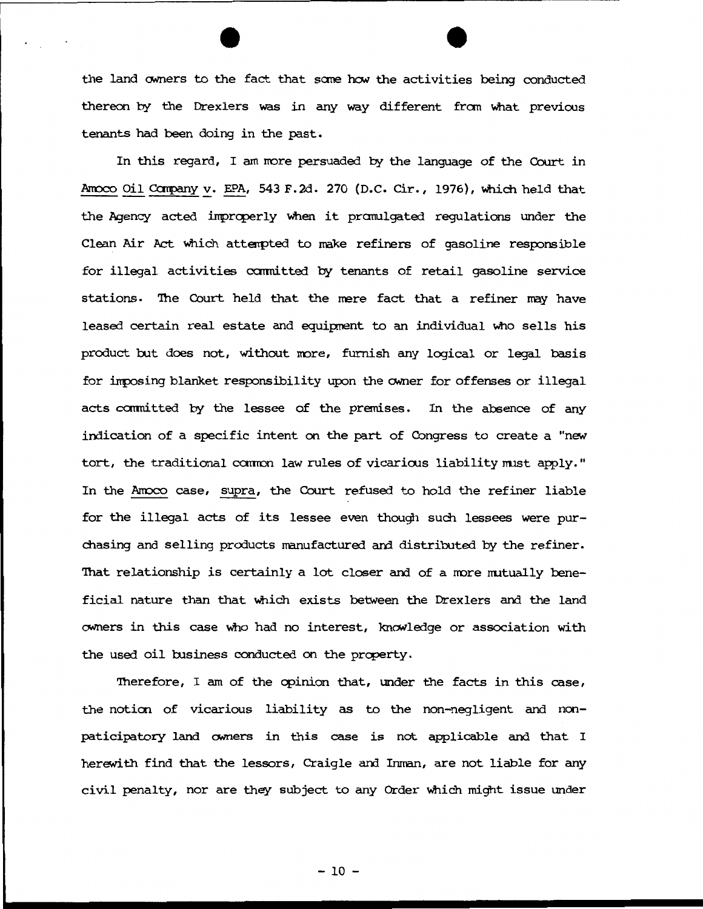the land owners to the fact that some how the activities being conducted thereon by the Drexlers was in any way different from what previous tenants had been doing in the past.

In this regard, I am more persuaded by the language of the Court in Amoco Oil Company v. EPA, 543 F.2d. 270 (D.C. Cir., 1976), which held that the Agency acted improperly when it promulgated regulations under the Clean Air Act which attempted to make refiners of gasoline responsible for illegal activities committed by tenants of retail gasoline service stations. The Court held that the mere fact that a refiner may have leased certain real estate and equipment to an individual who sells his product but does not, without more, furnish any logical or legal basis for imposing blanket responsibility upon the owner for offenses or illegal acts committed by the lessee of the premises. In the absence of any indication of a specific intent on the part of Congress to create a "new tort, the traditional common law rules of vicarious liability must apply." In the Amoco case, supra, the Court refused to hold the refiner liable for the illegal acts of its lessee even though such lessees were purchasing and selling products manufactured and distributed by the refiner. That relationship is certainly a lot closer and of a more mutually beneficial nature than that which exists between the Drexlers and the land owners in this case who had no interest, knowledge or association with the used oil business conducted on the property.

Therefore, I am of the opinion that, under the facts in this case, the notion of vicarious liability as to the non-negligent and non-paticipatory land owners in this case is not applicable and that I herewith find that the lessors, Craigle and Inman, are not liable for any civil penalty, nor are they subject to any Order which might issue under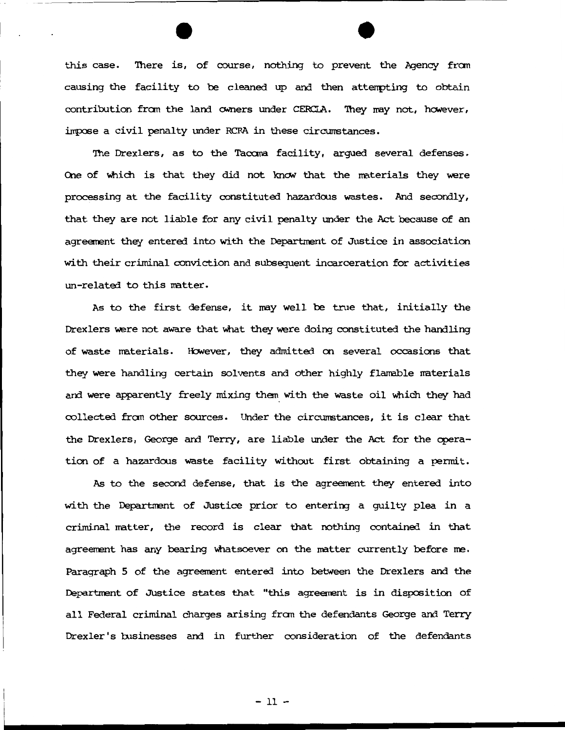this case. There is, of course, nothing to prevent the Agency from causing the facility to be cleaned up and then attempting to obtain contribution from the land owners under CERCLA. They may not, however, impose a civil penalty under RCRA in these circumstances.

The Drexlers, as to the Tacoma facility, argued several defenses. One of which is that they did not know that the materials they were processing at the facility constituted hazardous wastes. And secondly, that they are not liable for any civil penalty under the Act because of an agreement they entered into with the Department of Justice in association with their criminal conviction and subsequent incarceration for activities un-related to this matter.

As to the first defense, it may well be true that, initially the Drexlers were not aware that what they were doing constituted the handling of waste materials. However, they admitted on several occasions that they were handling certain solvents and other highly flamable materials and were apparently freely mixing them with the waste oil which they had collected from other sources. Under the circumstances, it is clear that the Drexlers, George and Terry, are liable under the Act for the operation of a hazardous waste facility without first obtaining a permit.

As to the second defense, that is the agreement they entered into with the Department of Justice prior to entering a guilty plea in a criminal matter, the record is clear that nothing contained in that agreement has any bearing whatsoever on the matter currently before me. Paragraph 5 of the agreement entered into between the Drexlers and the Department of Justice states that "this agreement is in disposition of all Federal criminal charges arising from the defendants George and Terry Drexler's businesses and in further consideration of the defendants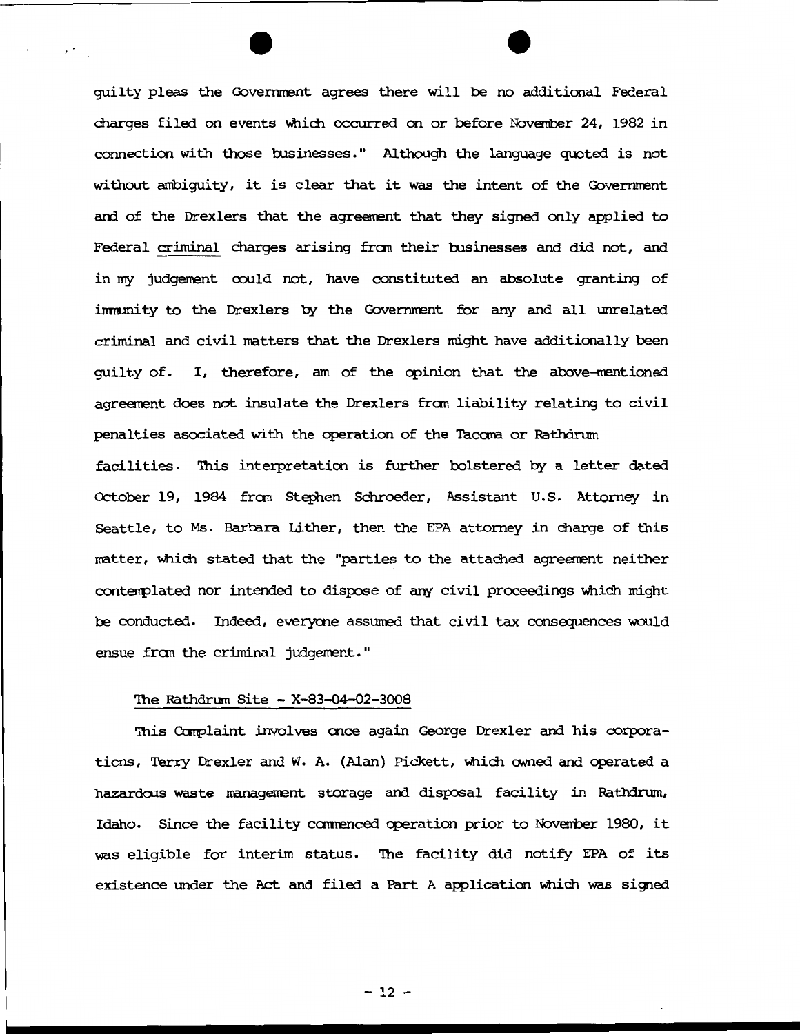guilty pleas the Government agrees there will be no additional Federal charges filed on events which occurred on or before November 24, 1982 in connection with those businesses." Although the language quoted is not without ambiguity, it is clear that it was the intent of the Government and of the Drexlers that the agreement that they signed only applied to Federal criminal charges arising from their businesses and did not, and in my judgement could not, have constituted an absolute granting of immunity to the Drexlers by the Government for any and all unrelated criminal and civil matters that the Drexlers might have additionally been guilty of. I, therefore, am of the opinion that the above-mentioned agreement does not insulate the Drexlers from liability relating to civil penalties asociated with the operation of the Tacoma or Rathdrum facilities. This interpretation is further bolstered by a letter dated October 19, 1984 from Stephen Schroeder, Assistant U.S. Attorney in Seattle, to Ms. Barbara Lither, then the EPA attorney in charge of this matter, which stated that the "parties to the attached agreement neither contemplated nor intended to dispose of any civil proceedings which might be conducted. Indeed, everyone assumed that civil tax consequences would ensue from the criminal judgement."

The Rathdrum Site - X-83-04-02-3008

This Complaint involves once again George Drexler and his corporations, Terry Drexler and W. A. (Alan) Pickett, which owned and operated a hazardous waste management storage and disposal facility in Rathdrum, Idaho. Since the facility commenced operation prior to November 1980, it was eligible for interim status. The facility did notify EPA of its existence under the Act and filed a Part A application which was signed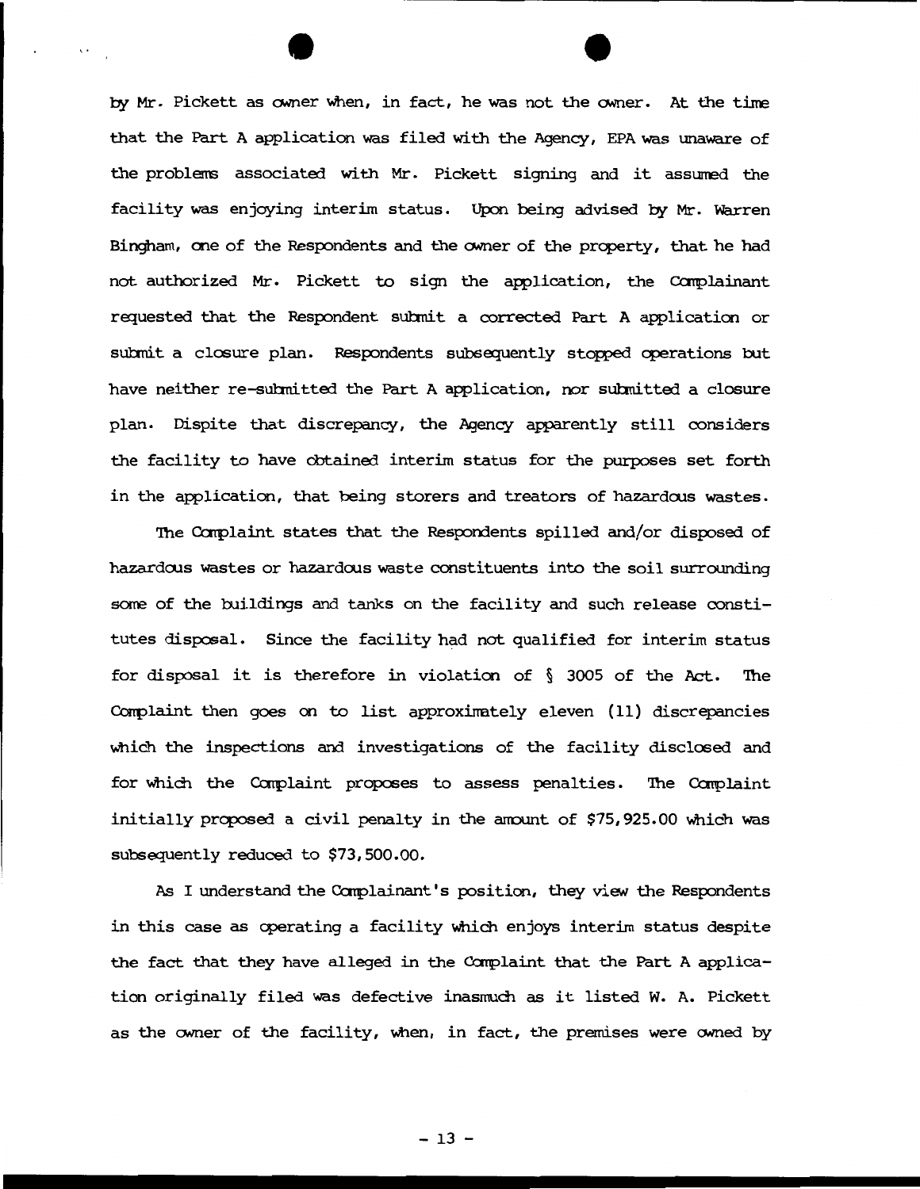by Mr. Pickett as owner when, in fact, he was not the owner. At the time that the Part A application was filed with the Agency, EPA was unaware of the problems associated with Mr. Pickett signing and it assumed the facility was enjoying interim status. Upon being advised by Mr. Warren Bingham, one of the Respondents and the owner of the property, that he had not authorized Mr. Pickett to sign the application, the Complainant requested that the Respondent submit a corrected Part A application or submit a closure plan. Respondents subsequently stopped operations but have neither re-submitted the Part A application, nor submitted a closure plan. Dispite that discrepancy, the Agency apparently still considers the facility to have obtained interim status for the purposes set forth in the application, that being storers and treators of hazardous wastes.

The Complaint states that the Respondents spilled and/or disposed of hazardous wastes or hazardous waste constituents into the soil surrounding some of the buildings and tanks on the facility and such release constitutes disposal. Since the facility had not qualified for interim status for disposal it is therefore in violation of § 3005 of the Act. The Complaint then goes on to list approximately eleven (11) discrepancies which the inspections and investigations of the facility disclosed and for which the Complaint proposes to assess penalties. The Complaint initially proposed a civil penalty in the amount of $75,925.00 which was subsequently reduced to $73,500.00.

As I understand the Complainant's position, they view the Respondents in this case as operating a facility which enjoys interim status despite the fact that they have alleged in the Complaint that the Part A application originally filed was defective inasmuch as it listed W. A. Pickett as the owner of the facility, when, in fact, the premises were owned by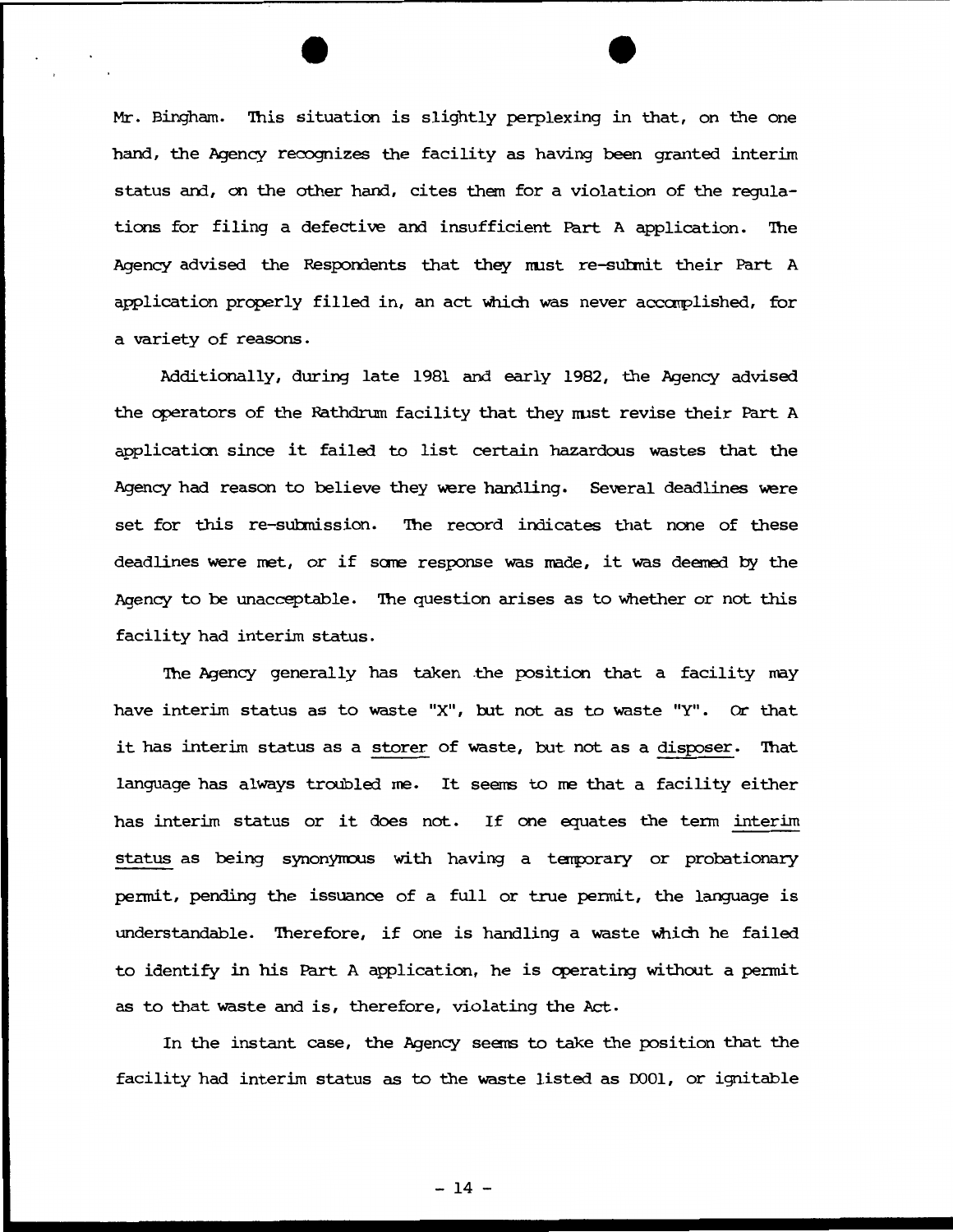Mr. Bingham. This situation is slightly perplexing in that, on the one hand, the Agency recognizes the facility as having been granted interim status and, on the other hand, cites them for a violation of the regulations for filing a defective and insufficient Part A application. The Agency advised the Respondents that they must re-submit their Part A application properly filled in, an act which was never accomplished, for a variety of reasons.

Additionally, during late 1981 and early 1982, the Agency advised the operators of the Rathdrum facility that they must revise their Part A application since it failed to list certain hazardous wastes that the Agency had reason to believe they were handling. Several deadlines were set for this re-submission. The record indicates that none of these deadlines were met, or if some response was made, it was deemed by the Agency to be unacceptable. The question arises as to whether or not this facility had interim status.

The Agency generally has taken the position that a facility may have interim status as to waste "X", but not as to waste "Y". Or that it has interim status as a <u>storer</u> of waste, but not as a <u>disposer</u>. That language has always troubled me. It seems to me that a facility either has interim status or it does not. If one equates the term <u>interim status</u> as being synonymous with having a temporary or probationary permit, pending the issuance of a full or true permit, the language is understandable. Therefore, if one is handling a waste which he failed to identify in his Part A application, he is operating without a permit as to that waste and is, therefore, violating the Act.

In the instant case, the Agency seems to take the position that the facility had interim status as to the waste listed as D001, or ignitable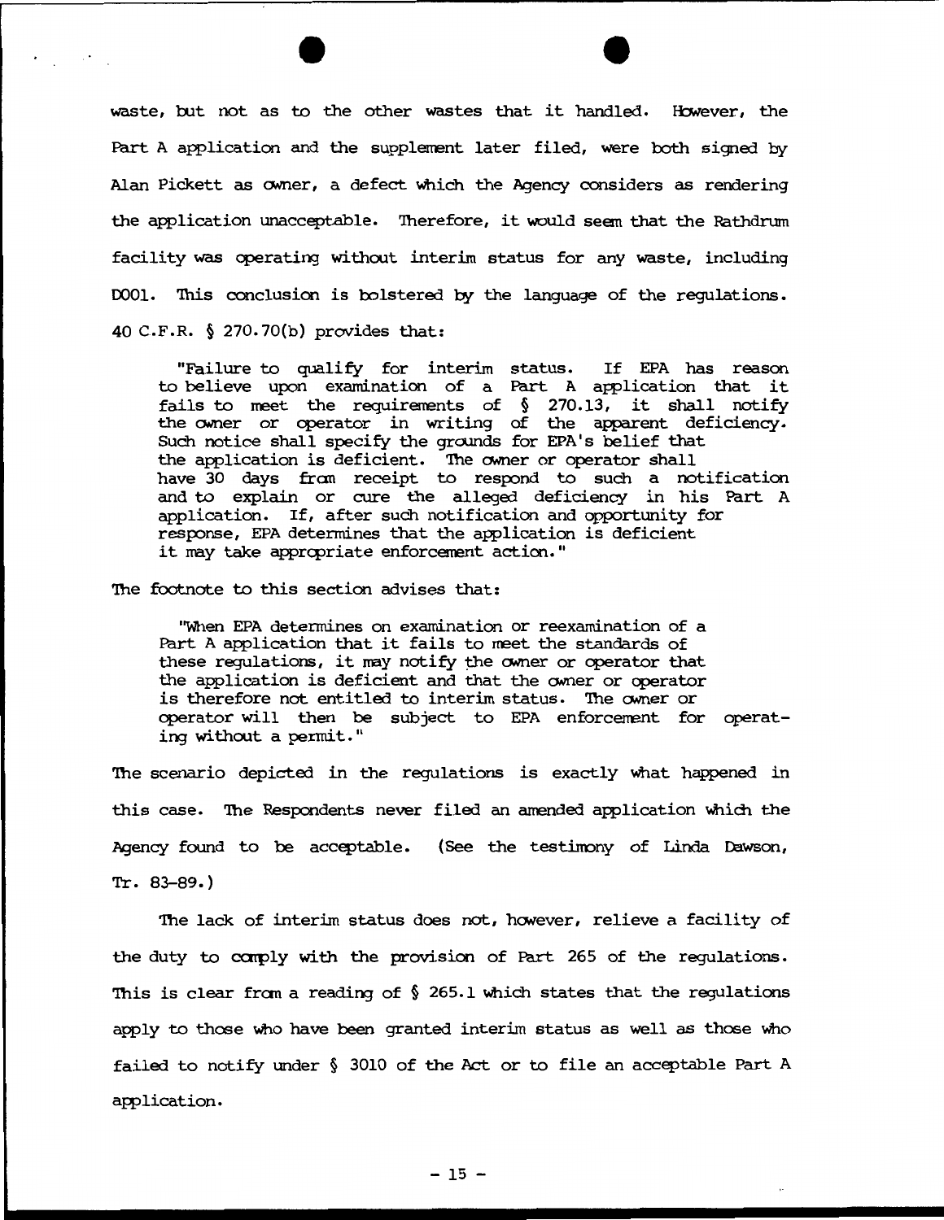waste, but not as to the other wastes that it handled. However, the Part A application and the supplement later filed, were both signed by Alan Pickett as owner, a defect which the Agency considers as rendering the application unacceptable. Therefore, it would seem that the Rathdrum facility was operating without interim status for any waste, including D001. This conclusion is bolstered by the language of the regulations. 40 C.F.R. § 270.70(b) provides that:

> "Failure to qualify for interim status. If EPA has reason to believe upon examination of a Part A application that it fails to meet the requirements of § 270.13, it shall notify the owner or operator in writing of the apparent deficiency. Such notice shall specify the grounds for EPA's belief that the application is deficient. The owner or operator shall have 30 days from receipt to respond to such a notification and to explain or cure the alleged deficiency in his Part A application. If, after such notification and opportunity for response, EPA determines that the application is deficient it may take appropriate enforcement action."

The footnote to this section advises that:

> "When EPA determines on examination or reexamination of a Part A application that it fails to meet the standards of these regulations, it may notify the owner or operator that the application is deficient and that the owner or operator is therefore not entitled to interim status. The owner or operator will then be subject to EPA enforcement for operating without a permit."

The scenario depicted in the regulations is exactly what happened in this case. The Respondents never filed an amended application which the Agency found to be acceptable. (See the testimony of Linda Dawson, Tr. 83-89.)

The lack of interim status does not, however, relieve a facility of the duty to comply with the provision of Part 265 of the regulations. This is clear from a reading of § 265.1 which states that the regulations apply to those who have been granted interim status as well as those who failed to notify under § 3010 of the Act or to file an acceptable Part A application.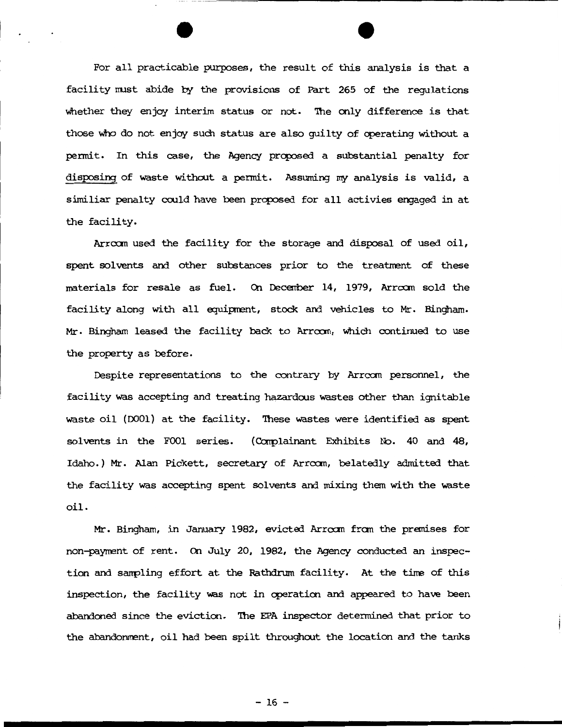For all practicable purposes, the result of this analysis is that a facility must abide by the provisions of Part 265 of the regulations whether they enjoy interim status or not. The only difference is that those who do not enjoy such status are also guilty of operating without a permit. In this case, the Agency proposed a substantial penalty for <u>disposing</u> of waste without a permit. Assuming my analysis is valid, a similiar penalty could have been proposed for all activies engaged in at the facility.

Arrcom used the facility for the storage and disposal of used oil, spent solvents and other substances prior to the treatment of these materials for resale as fuel. On December 14, 1979, Arrcom sold the facility along with all equipment, stock and vehicles to Mr. Bingham. Mr. Bingham leased the facility back to Arrcom, which continued to use the property as before.

Despite representations to the contrary by Arrcom personnel, the facility was accepting and treating hazardous wastes other than ignitable waste oil (D001) at the facility. These wastes were identified as spent solvents in the F001 series. (Complainant Exhibits No. 40 and 48, Idaho.) Mr. Alan Pickett, secretary of Arrcom, belatedly admitted that the facility was accepting spent solvents and mixing them with the waste oil.

Mr. Bingham, in January 1982, evicted Arrcom from the premises for non-payment of rent. On July 20, 1982, the Agency conducted an inspection and sampling effort at the Rathdrum facility. At the time of this inspection, the facility was not in operation and appeared to have been abandoned since the eviction. The EPA inspector determined that prior to the abandonment, oil had been spilt throughout the location and the tanks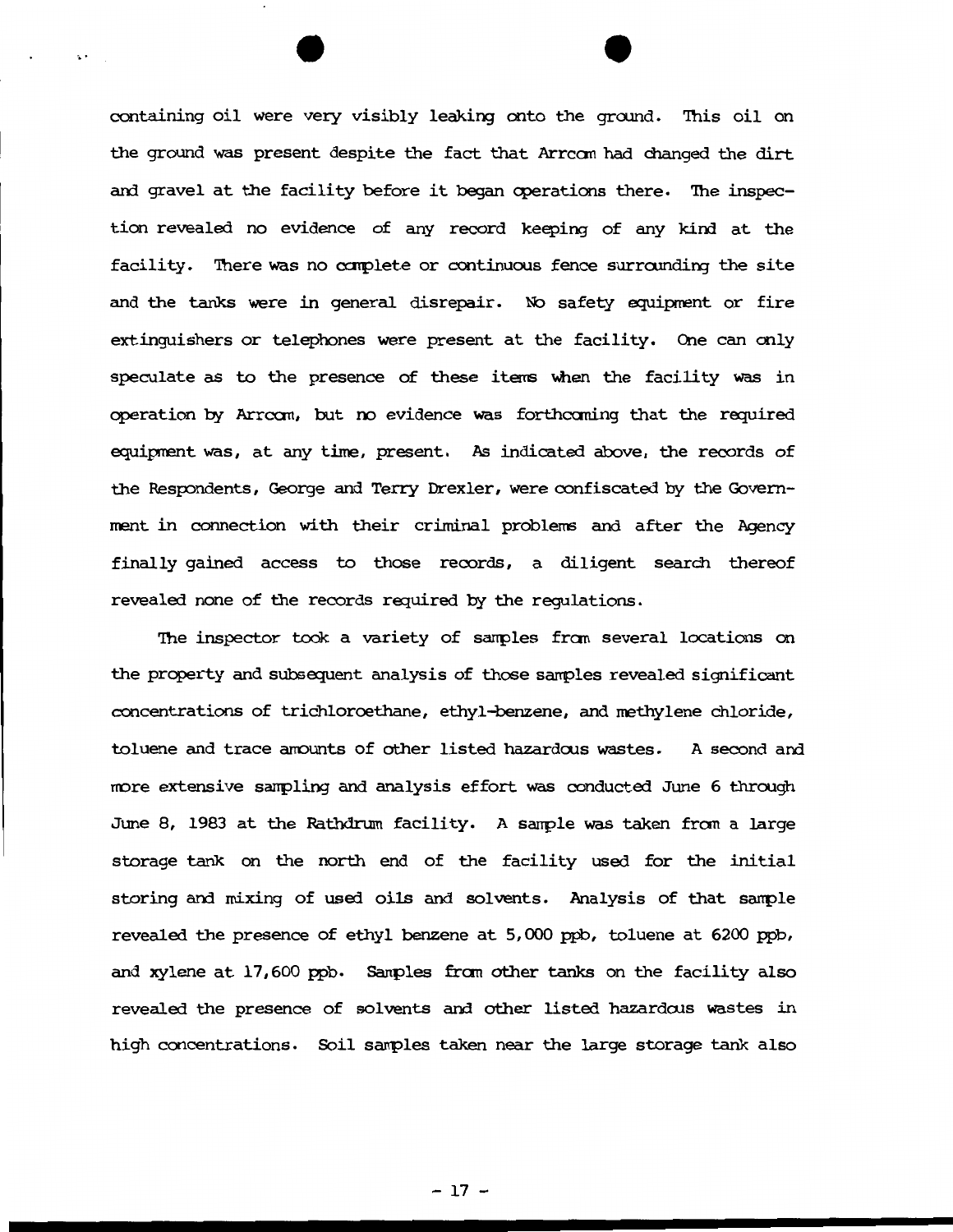containing oil were very visibly leaking onto the ground. This oil on the ground was present despite the fact that Arrcom had changed the dirt and gravel at the facility before it began operations there. The inspection revealed no evidence of any record keeping of any kind at the facility. There was no complete or continuous fence surrounding the site and the tanks were in general disrepair. No safety equipment or fire extinguishers or telephones were present at the facility. One can only speculate as to the presence of these items when the facility was in operation by Arrcom, but no evidence was forthcoming that the required equipment was, at any time, present. As indicated above, the records of the Respondents, George and Terry Drexler, were confiscated by the Government in connection with their criminal problems and after the Agency finally gained access to those records, a diligent search thereof revealed none of the records required by the regulations.

The inspector took a variety of samples from several locations on the property and subsequent analysis of those samples revealed significant concentrations of trichloroethane, ethyl-benzene, and methylene chloride, toluene and trace amounts of other listed hazardous wastes. A second and more extensive sampling and analysis effort was conducted June 6 through June 8, 1983 at the Rathdrum facility. A sample was taken from a large storage tank on the north end of the facility used for the initial storing and mixing of used oils and solvents. Analysis of that sample revealed the presence of ethyl benzene at 5,000 ppb, toluene at 6200 ppb, and xylene at 17,600 ppb. Samples from other tanks on the facility also revealed the presence of solvents and other listed hazardous wastes in high concentrations. Soil samples taken near the large storage tank also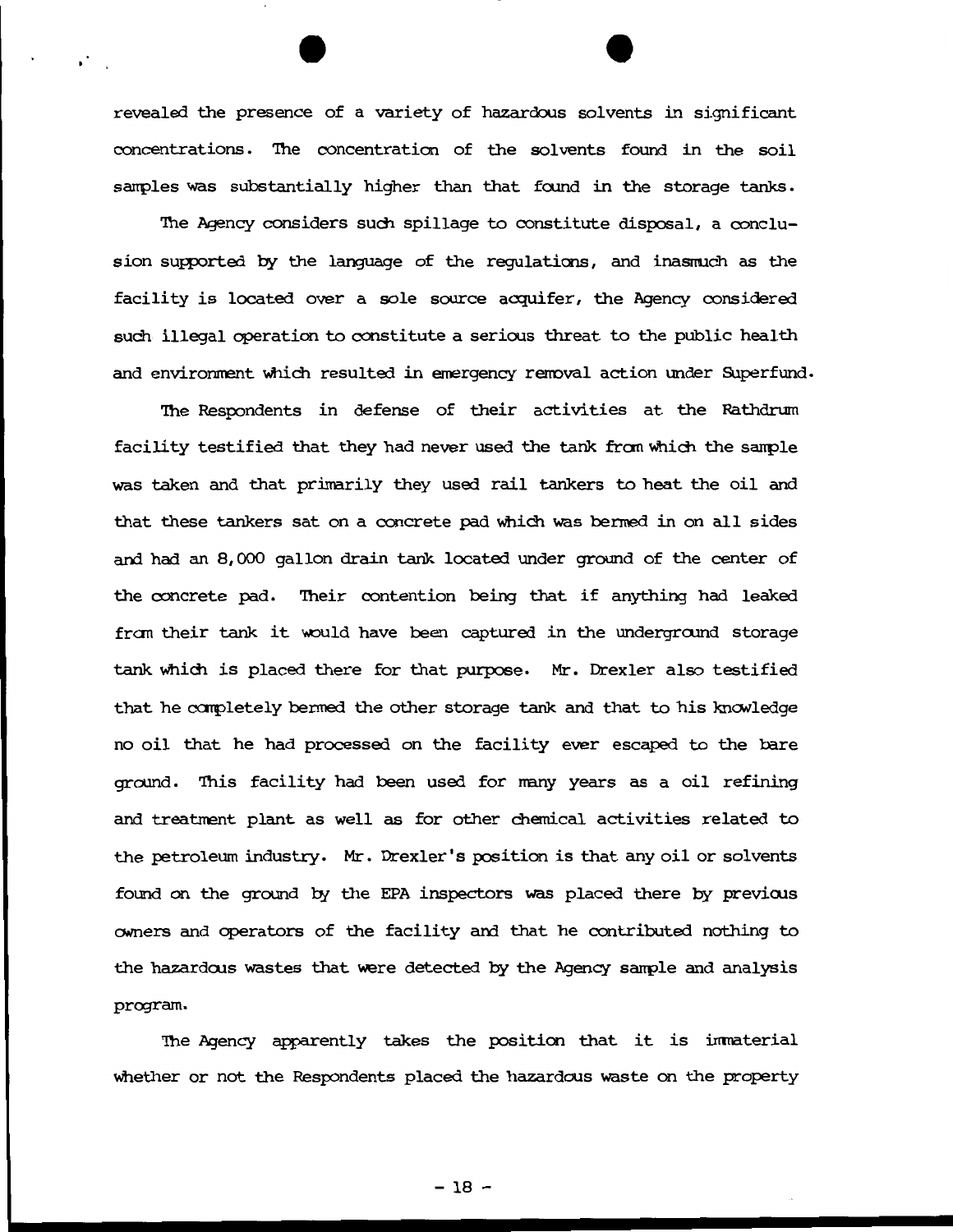revealed the presence of a variety of hazardous solvents in significant concentrations. The concentration of the solvents found in the soil samples was substantially higher than that found in the storage tanks.

The Agency considers such spillage to constitute disposal, a conclusion supported by the language of the regulations, and inasmuch as the facility is located over a sole source acquifer, the Agency considered such illegal operation to constitute a serious threat to the public health and environment which resulted in emergency removal action under Superfund.

The Respondents in defense of their activities at the Rathdrum facility testified that they had never used the tank from which the sample was taken and that primarily they used rail tankers to heat the oil and that these tankers sat on a concrete pad which was bermed in on all sides and had an 8,000 gallon drain tank located under ground of the center of the concrete pad. Their contention being that if anything had leaked from their tank it would have been captured in the underground storage tank which is placed there for that purpose. Mr. Drexler also testified that he completely bermed the other storage tank and that to his knowledge no oil that he had processed on the facility ever escaped to the bare ground. This facility had been used for many years as a oil refining and treatment plant as well as for other chemical activities related to the petroleum industry. Mr. Drexler's position is that any oil or solvents found on the ground by the EPA inspectors was placed there by previous owners and operators of the facility and that he contributed nothing to the hazardous wastes that were detected by the Agency sample and analysis program.

The Agency apparently takes the position that it is immaterial whether or not the Respondents placed the hazardous waste on the property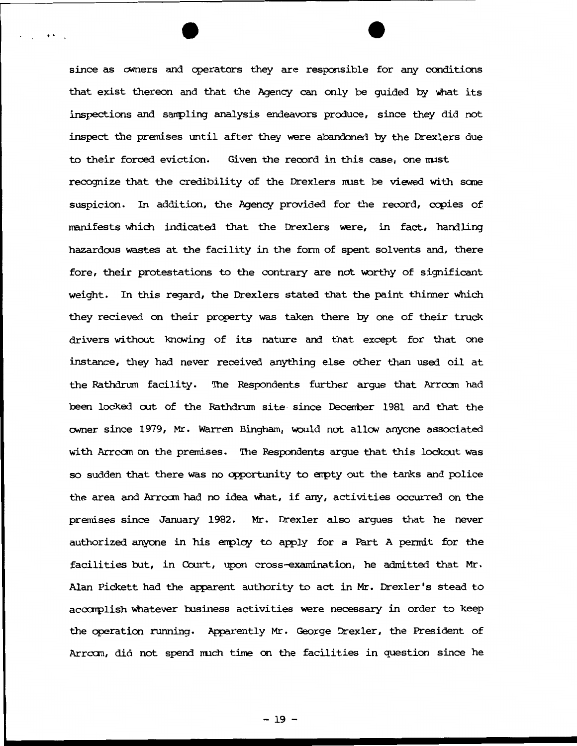since as owners and operators they are responsible for any conditions that exist thereon and that the Agency can only be guided by what its inspections and sampling analysis endeavors produce, since they did not inspect the premises until after they were abandoned by the Drexlers due to their forced eviction. Given the record in this case, one must recognize that the credibility of the Drexlers must be viewed with some suspicion. In addition, the Agency provided for the record, copies of manifests which indicated that the Drexlers were, in fact, handling hazardous wastes at the facility in the form of spent solvents and, there fore, their protestations to the contrary are not worthy of significant weight. In this regard, the Drexlers stated that the paint thinner which they recieved on their property was taken there by one of their truck drivers without knowing of its nature and that except for that one instance, they had never received anything else other than used oil at the Rathdrum facility. The Respondents further argue that Arrcom had been locked out of the Rathdrum site since December 1981 and that the owner since 1979, Mr. Warren Bingham, would not allow anyone associated with Arrcom on the premises. The Respondents argue that this lockout was so sudden that there was no opportunity to empty out the tanks and police the area and Arrcom had no idea what, if any, activities occurred on the premises since January 1982. Mr. Drexler also argues that he never authorized anyone in his employ to apply for a Part A permit for the facilities but, in Court, upon cross-examination, he admitted that Mr. Alan Pickett had the apparent authority to act in Mr. Drexler's stead to accomplish whatever business activities were necessary in order to keep the operation running. Apparently Mr. George Drexler, the President of Arrcom, did not spend much time on the facilities in question since he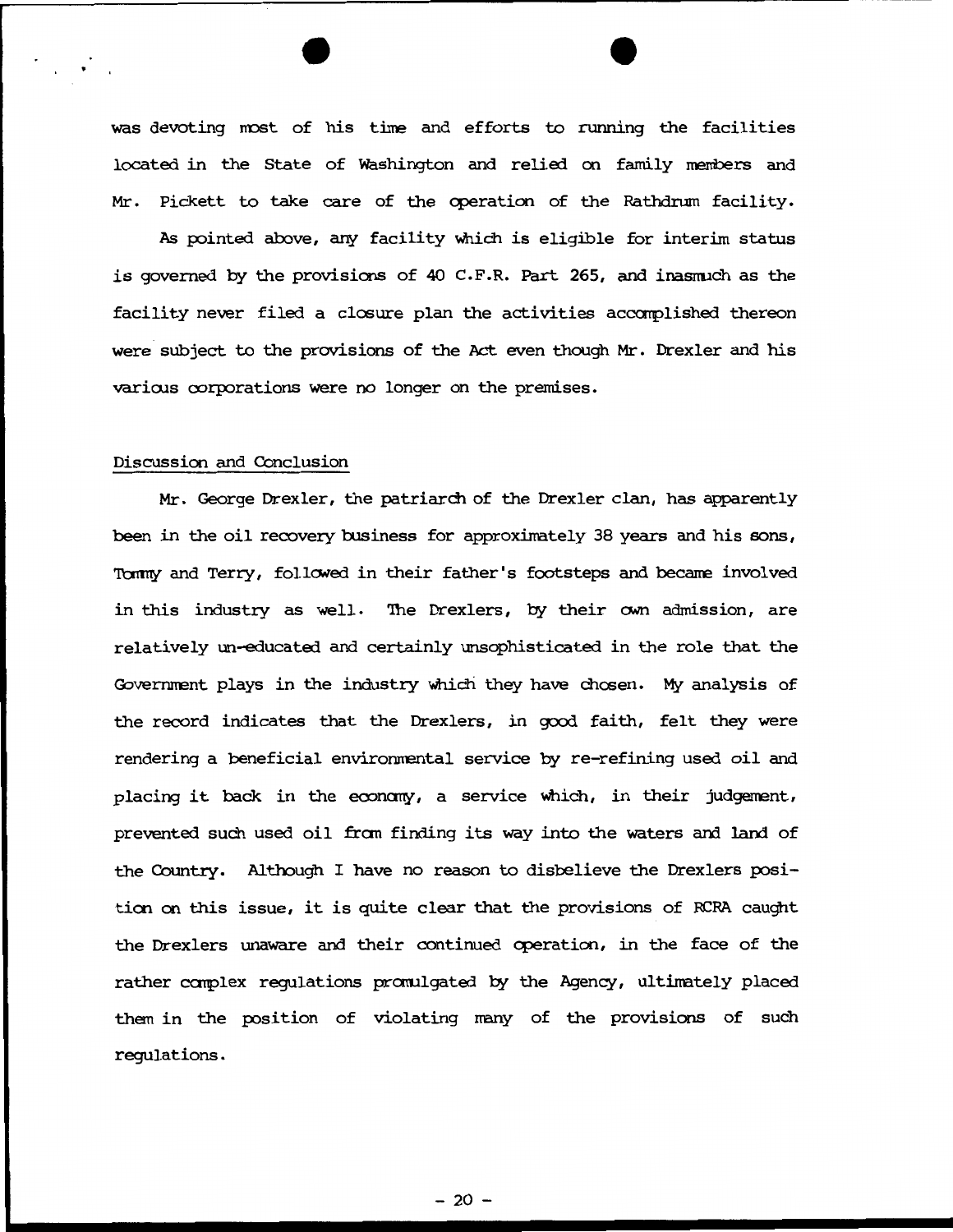was devoting most of his time and efforts to running the facilities located in the State of Washington and relied on family members and Mr. Pickett to take care of the operation of the Rathdrum facility.

As pointed above, any facility which is eligible for interim status is governed by the provisions of 40 C.F.R. Part 265, and inasmuch as the facility never filed a closure plan the activities accomplished thereon were subject to the provisions of the Act even though Mr. Drexler and his various corporations were no longer on the premises.

## Discussion and Conclusion

Mr. George Drexler, the patriarch of the Drexler clan, has apparently been in the oil recovery business for approximately 38 years and his sons, Tommy and Terry, followed in their father's footsteps and became involved in this industry as well. The Drexlers, by their own admission, are relatively un-educated and certainly unsophisticated in the role that the Government plays in the industry which they have chosen. My analysis of the record indicates that the Drexlers, in good faith, felt they were rendering a beneficial environmental service by re-refining used oil and placing it back in the economy, a service which, in their judgement, prevented such used oil from finding its way into the waters and land of the Country. Although I have no reason to disbelieve the Drexlers position on this issue, it is quite clear that the provisions of RCRA caught the Drexlers unaware and their continued operation, in the face of the rather complex regulations promulgated by the Agency, ultimately placed them in the position of violating many of the provisions of such regulations.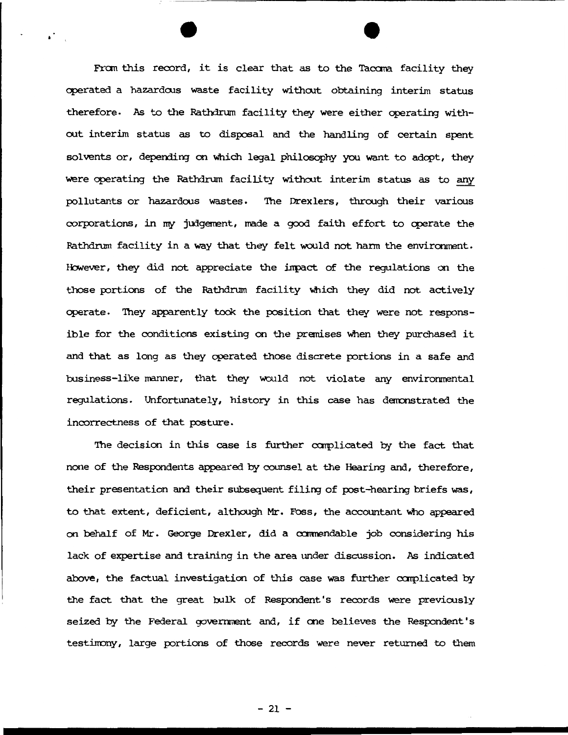From this record, it is clear that as to the Tacoma facility they operated a hazardous waste facility without obtaining interim status therefore. As to the Rathdrum facility they were either operating without interim status as to disposal and the handling of certain spent solvents or, depending on which legal philosophy you want to adopt, they were operating the Rathdrum facility without interim status as to <u>any</u> pollutants or hazardous wastes. The Drexlers, through their various corporations, in my judgement, made a good faith effort to operate the Rathdrum facility in a way that they felt would not harm the environment. However, they did not appreciate the impact of the regulations on the those portions of the Rathdrum facility which they did not actively operate. They apparently took the position that they were not responsible for the conditions existing on the premises when they purchased it and that as long as they operated those discrete portions in a safe and business-like manner, that they would not violate any environmental regulations. Unfortunately, history in this case has demonstrated the incorrectness of that posture.

The decision in this case is further complicated by the fact that none of the Respondents appeared by counsel at the Hearing and, therefore, their presentation and their subsequent filing of post-hearing briefs was, to that extent, deficient, although Mr. Foss, the accountant who appeared on behalf of Mr. George Drexler, did a commendable job considering his lack of expertise and training in the area under discussion. As indicated above, the factual investigation of this case was further complicated by the fact that the great bulk of Respondent's records were previously seized by the Federal government and, if one believes the Respondent's testimony, large portions of those records were never returned to them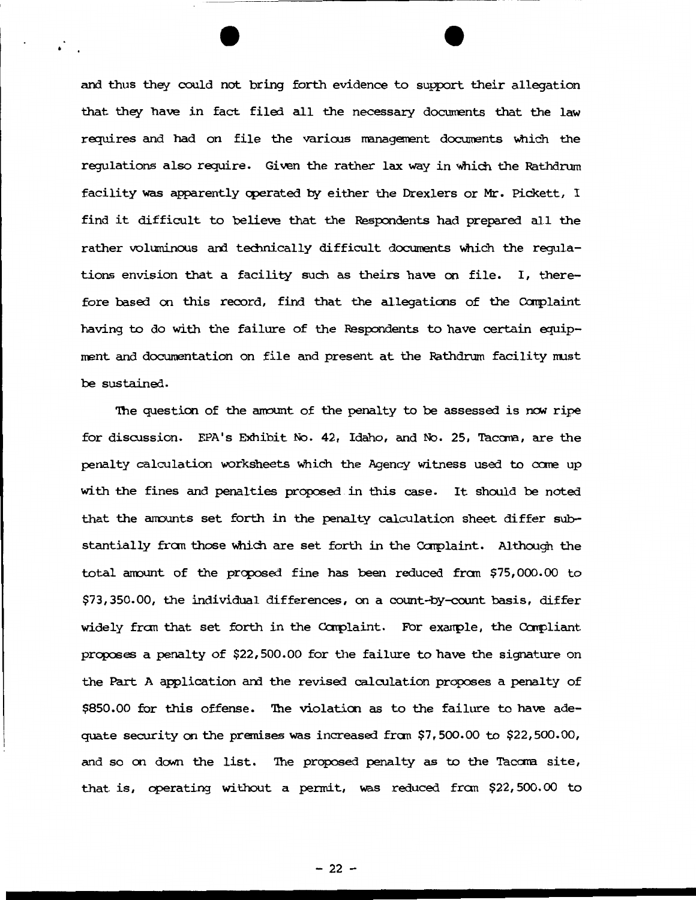and thus they could not bring forth evidence to support their allegation that they have in fact filed all the necessary documents that the law requires and had on file the various management documents which the regulations also require. Given the rather lax way in which the Rathdrum facility was apparently operated by either the Drexlers or Mr. Pickett, I find it difficult to believe that the Respondents had prepared all the rather voluminous and technically difficult documents which the regulations envision that a facility such as theirs have on file. I, therefore based on this record, find that the allegations of the Complaint having to do with the failure of the Respondents to have certain equipment and documentation on file and present at the Rathdrum facility must be sustained.

The question of the amount of the penalty to be assessed is now ripe for discussion. EPA's Exhibit No. 42, Idaho, and No. 25, Tacoma, are the penalty calculation worksheets which the Agency witness used to come up with the fines and penalties proposed in this case. It should be noted that the amounts set forth in the penalty calculation sheet differ substantially from those which are set forth in the Complaint. Although the total amount of the proposed fine has been reduced from $75,000.00 to $73,350.00, the individual differences, on a count-by-count basis, differ widely from that set forth in the Complaint. For example, the Compliant proposes a penalty of $22,500.00 for the failure to have the signature on the Part A application and the revised calculation proposes a penalty of $850.00 for this offense. The violation as to the failure to have adequate security on the premises was increased from $7,500.00 to $22,500.00, and so on down the list. The proposed penalty as to the Tacoma site, that is, operating without a permit, was reduced from $22,500.00 to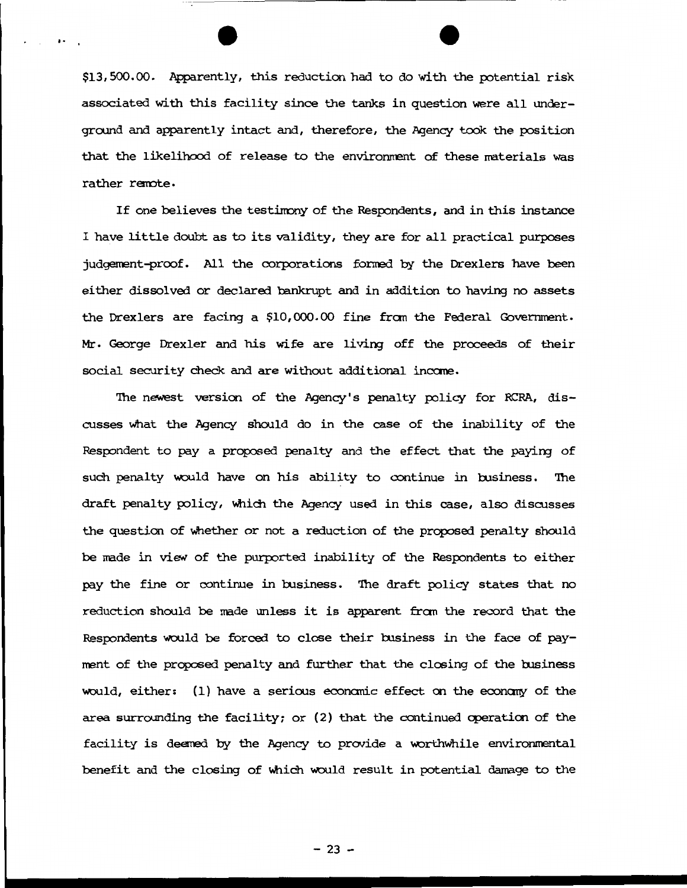$13,500.00. Apparently, this reduction had to do with the potential risk associated with this facility since the tanks in question were all underground and apparently intact and, therefore, the Agency took the position that the likelihood of release to the environment of these materials was rather remote.

If one believes the testimony of the Respondents, and in this instance I have little doubt as to its validity, they are for all practical purposes judgement-proof. All the corporations formed by the Drexlers have been either dissolved or declared bankrupt and in addition to having no assets the Drexlers are facing a $10,000.00 fine from the Federal Government. Mr. George Drexler and his wife are living off the proceeds of their social security check and are without additional income.

The newest version of the Agency's penalty policy for RCRA, discusses what the Agency should do in the case of the inability of the Respondent to pay a proposed penalty and the effect that the paying of such penalty would have on his ability to continue in business. The draft penalty policy, which the Agency used in this case, also discusses the question of whether or not a reduction of the proposed penalty should be made in view of the purported inability of the Respondents to either pay the fine or continue in business. The draft policy states that no reduction should be made unless it is apparent from the record that the Respondents would be forced to close their business in the face of payment of the proposed penalty and further that the closing of the business would, either: (1) have a serious economic effect on the economy of the area surrounding the facility; or (2) that the continued operation of the facility is deemed by the Agency to provide a worthwhile environmental benefit and the closing of which would result in potential damage to the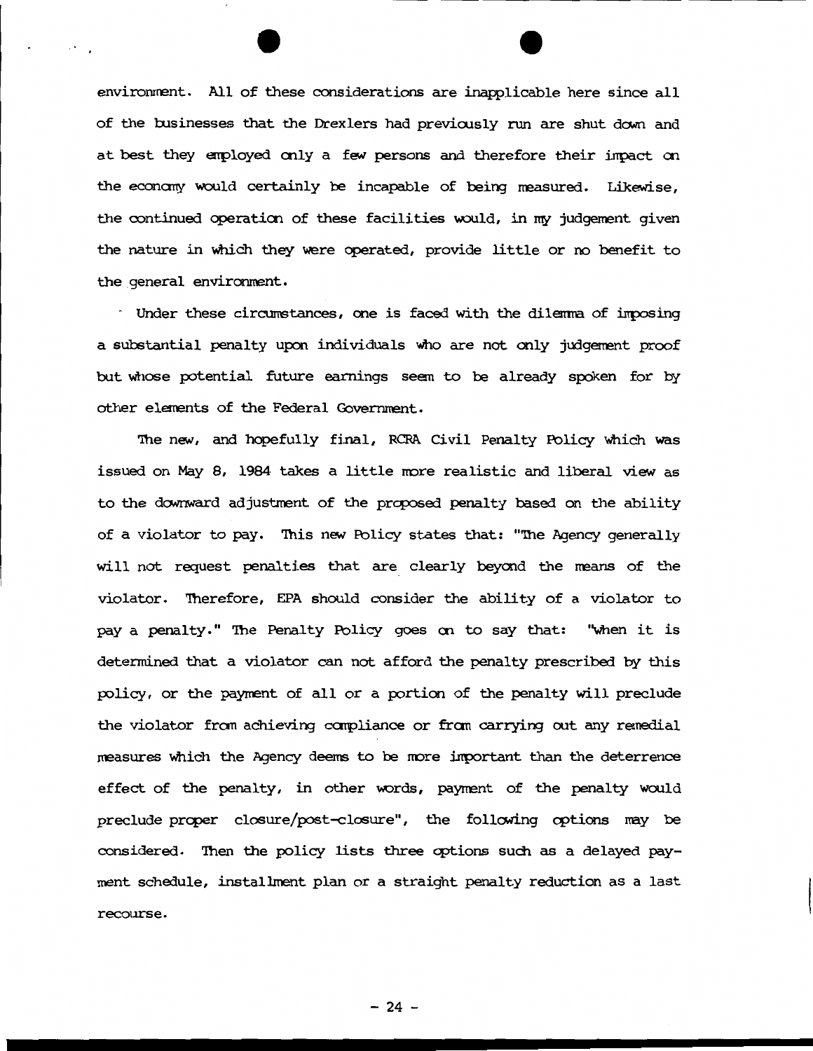environment. All of these considerations are inapplicable here since all of the businesses that the Drexlers had previously run are shut down and at best they employed only a few persons and therefore their impact on the economy would certainly be incapable of being measured. Likewise, the continued operation of these facilities would, in my judgement given the nature in which they were operated, provide little or no benefit to the general environment.

Under these circumstances, one is faced with the dilemma of imposing a substantial penalty upon individuals who are not only judgement proof but whose potential future earnings seem to be already spoken for by other elements of the Federal Government.

The new, and hopefully final, RCRA Civil Penalty Policy which was issued on May 8, 1984 takes a little more realistic and liberal view as to the downward adjustment of the proposed penalty based on the ability of a violator to pay. This new Policy states that: "The Agency generally will not request penalties that are clearly beyond the means of the violator. Therefore, EPA should consider the ability of a violator to pay a penalty." The Penalty Policy goes on to say that: "When it is determined that a violator can not afford the penalty prescribed by this policy, or the payment of all or a portion of the penalty will preclude the violator from achieving compliance or from carrying out any remedial measures which the Agency deems to be more important than the deterrence effect of the penalty, in other words, payment of the penalty would preclude proper closure/post-closure", the following options may be considered. Then the policy lists three options such as a delayed payment schedule, installment plan or a straight penalty reduction as a last recourse.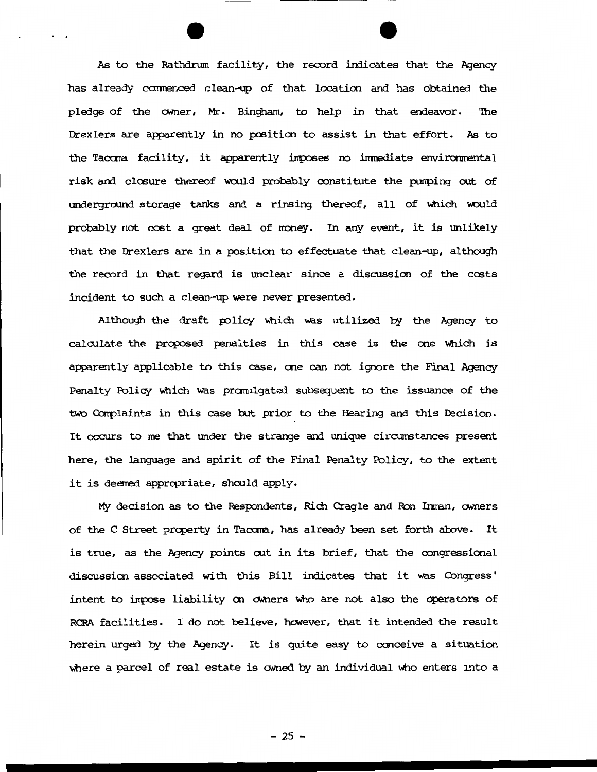As to the Rathdrum facility, the record indicates that the Agency has already commenced clean-up of that location and has obtained the pledge of the owner, Mr. Bingham, to help in that endeavor. The Drexlers are apparently in no position to assist in that effort. As to the Tacoma facility, it apparently imposes no immediate environmental risk and closure thereof would probably constitute the pumping out of underground storage tanks and a rinsing thereof, all of which would probably not cost a great deal of money. In any event, it is unlikely that the Drexlers are in a position to effectuate that clean-up, although the record in that regard is unclear since a discussion of the costs incident to such a clean-up were never presented.

Although the draft policy which was utilized by the Agency to calculate the proposed penalties in this case is the one which is apparently applicable to this case, one can not ignore the Final Agency Penalty Policy which was promulgated subsequent to the issuance of the two Complaints in this case but prior to the Hearing and this Decision. It occurs to me that under the strange and unique circumstances present here, the language and spirit of the Final Penalty Policy, to the extent it is deemed appropriate, should apply.

My decision as to the Respondents, Rich Cragle and Ron Inman, owners of the C Street property in Tacoma, has already been set forth above. It is true, as the Agency points out in its brief, that the congressional discussion associated with this Bill indicates that it was Congress' intent to impose liability on owners who are not also the operators of RCRA facilities. I do not believe, however, that it intended the result herein urged by the Agency. It is quite easy to conceive a situation where a parcel of real estate is owned by an individual who enters into a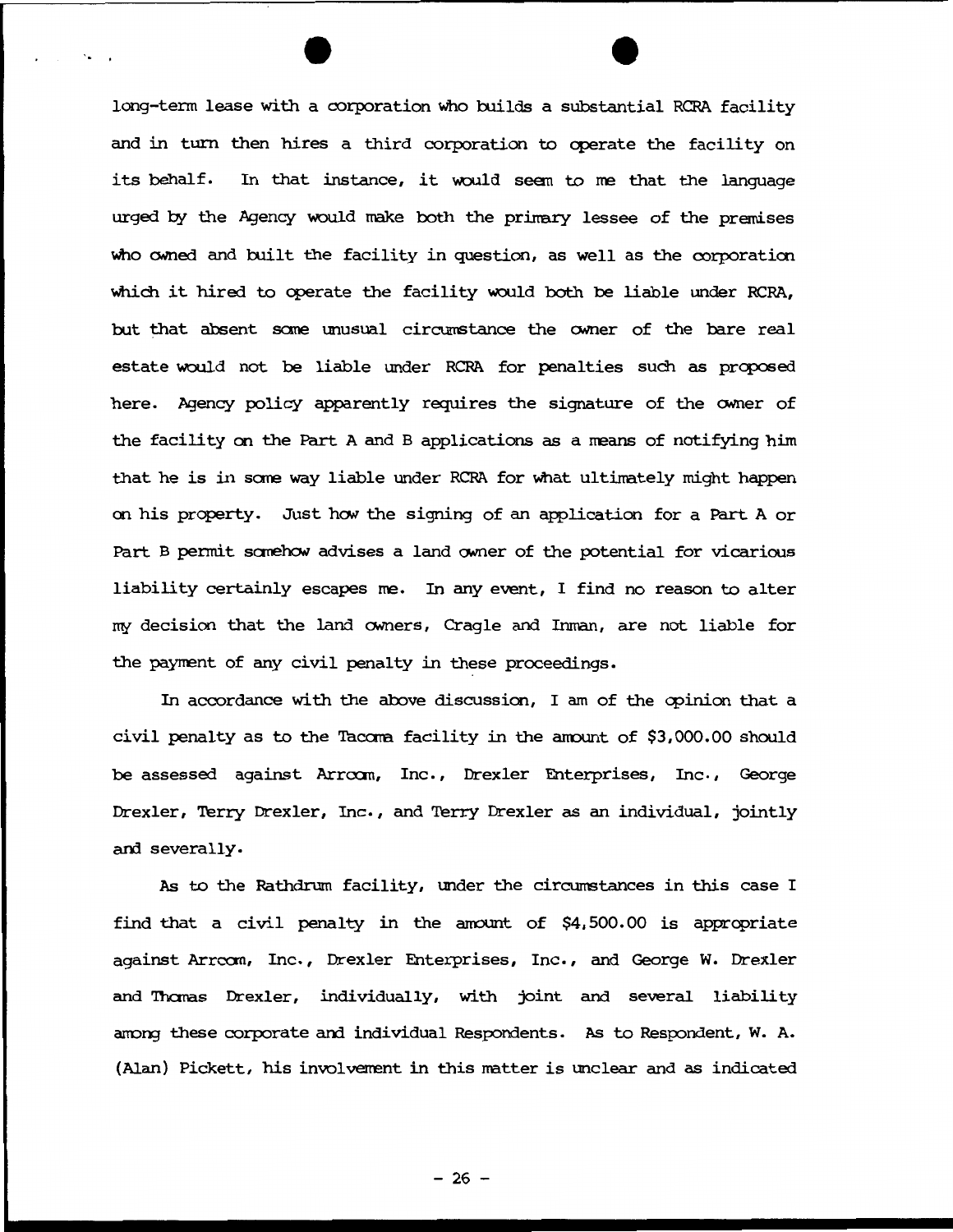long-term lease with a corporation who builds a substantial RCRA facility and in turn then hires a third corporation to operate the facility on its behalf. In that instance, it would seem to me that the language urged by the Agency would make both the primary lessee of the premises who owned and built the facility in question, as well as the corporation which it hired to operate the facility would both be liable under RCRA, but that absent some unusual circumstance the owner of the bare real estate would not be liable under RCRA for penalties such as proposed here. Agency policy apparently requires the signature of the owner of the facility on the Part A and B applications as a means of notifying him that he is in some way liable under RCRA for what ultimately might happen on his property. Just how the signing of an application for a Part A or Part B permit somehow advises a land owner of the potential for vicarious liability certainly escapes me. In any event, I find no reason to alter my decision that the land owners, Cragle and Inman, are not liable for the payment of any civil penalty in these proceedings.

In accordance with the above discussion, I am of the opinion that a civil penalty as to the Tacoma facility in the amount of $3,000.00 should be assessed against Arrcom, Inc., Drexler Enterprises, Inc., George Drexler, Terry Drexler, Inc., and Terry Drexler as an individual, jointly and severally.

As to the Rathdrum facility, under the circumstances in this case I find that a civil penalty in the amount of $4,500.00 is appropriate against Arrcom, Inc., Drexler Enterprises, Inc., and George W. Drexler and Thomas Drexler, individually, with joint and several liability among these corporate and individual Respondents. As to Respondent, W. A. (Alan) Pickett, his involvement in this matter is unclear and as indicated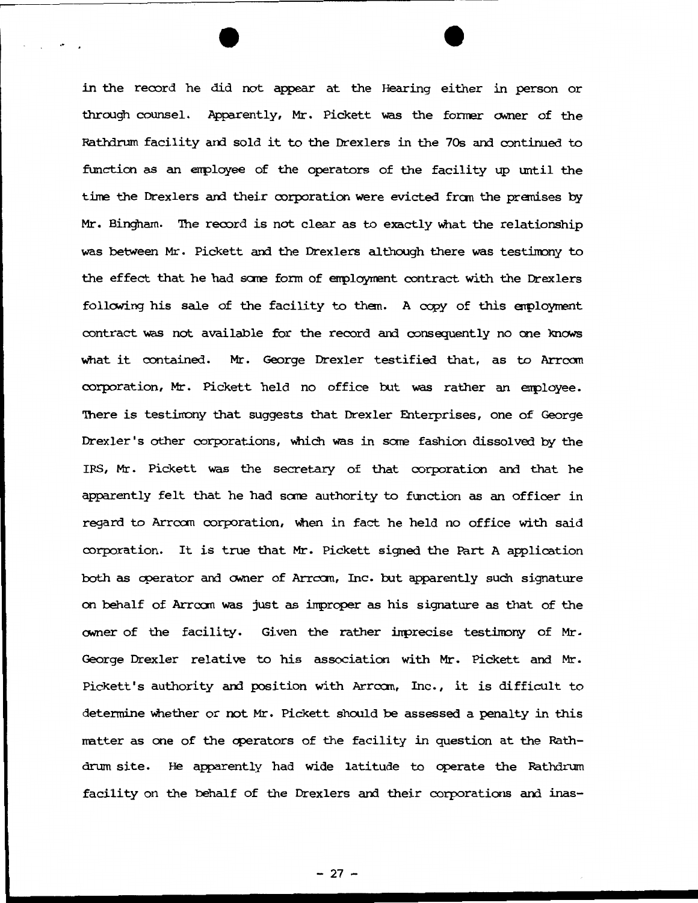in the record he did not appear at the Hearing either in person or through counsel. Apparently, Mr. Pickett was the former owner of the Rathdrum facility and sold it to the Drexlers in the 70s and continued to function as an employee of the operators of the facility up until the time the Drexlers and their corporation were evicted from the premises by Mr. Bingham. The record is not clear as to exactly what the relationship was between Mr. Pickett and the Drexlers although there was testimony to the effect that he had some form of employment contract with the Drexlers following his sale of the facility to them. A copy of this employment contract was not available for the record and consequently no one knows what it contained. Mr. George Drexler testified that, as to Arrcom corporation, Mr. Pickett held no office but was rather an employee. There is testimony that suggests that Drexler Enterprises, one of George Drexler's other corporations, which was in some fashion dissolved by the IRS, Mr. Pickett was the secretary of that corporation and that he apparently felt that he had some authority to function as an officer in regard to Arrcom corporation, when in fact he held no office with said corporation. It is true that Mr. Pickett signed the Part A application both as operator and owner of Arrcom, Inc. but apparently such signature on behalf of Arrcom was just as improper as his signature as that of the owner of the facility. Given the rather imprecise testimony of Mr. George Drexler relative to his association with Mr. Pickett and Mr. Pickett's authority and position with Arrcom, Inc., it is difficult to determine whether or not Mr. Pickett should be assessed a penalty in this matter as one of the operators of the facility in question at the Rathdrum site. He apparently had wide latitude to operate the Rathdrum facility on the behalf of the Drexlers and their corporations and inas-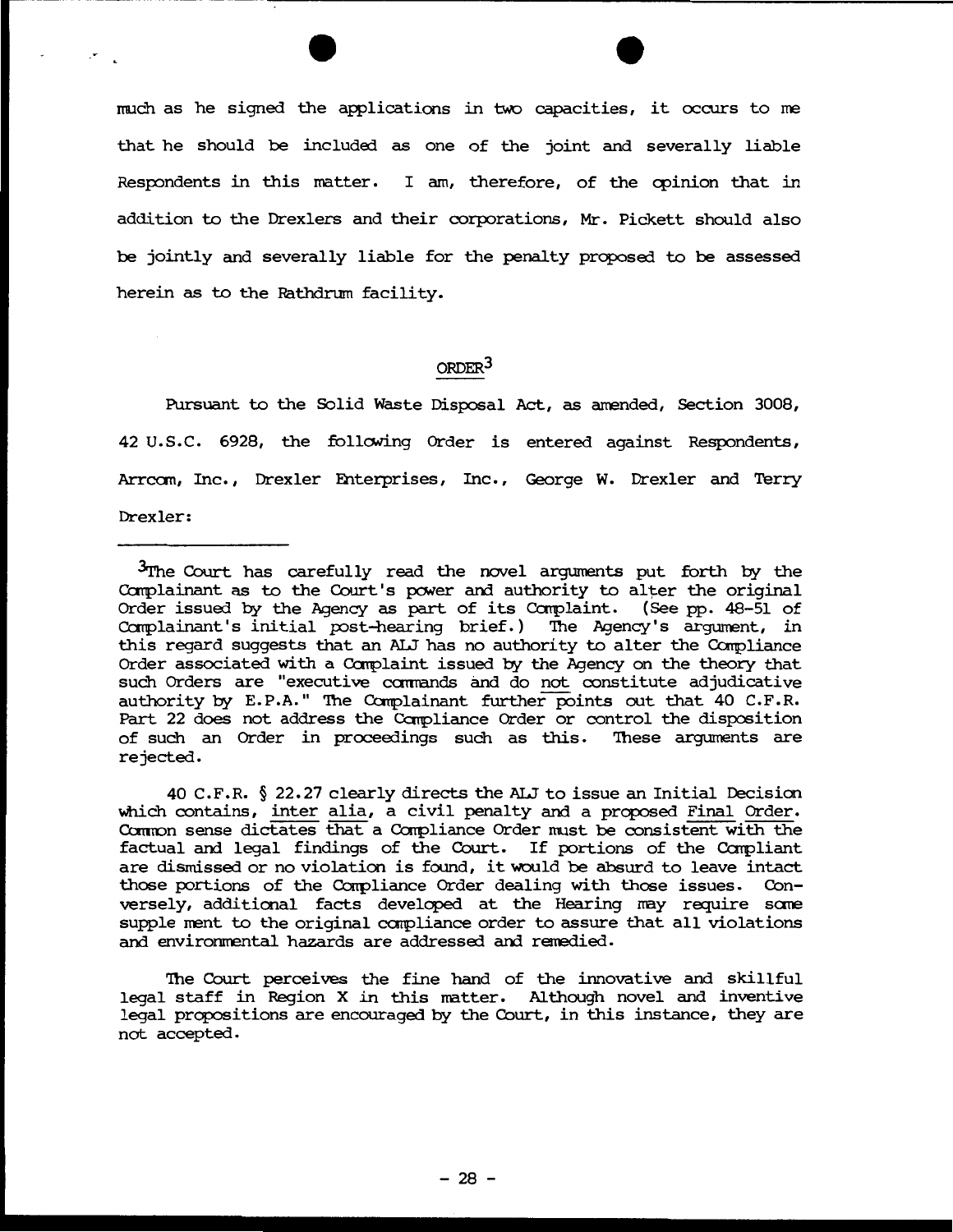much as he signed the applications in two capacities, it occurs to me that he should be included as one of the joint and severally liable Respondents in this matter. I am, therefore, of the opinion that in addition to the Drexlers and their corporations, Mr. Pickett should also be jointly and severally liable for the penalty proposed to be assessed herein as to the Rathdrum facility.

## ORDER[3]

Pursuant to the Solid Waste Disposal Act, as amended, Section 3008, 42 U.S.C. 6928, the following Order is entered against Respondents, Arrcom, Inc., Drexler Enterprises, Inc., George W. Drexler and Terry Drexler:

---

[3] The Court has carefully read the novel arguments put forth by the Complainant as to the Court's power and authority to alter the original Order issued by the Agency as part of its Complaint. (See pp. 48-51 of Complainant's initial post-hearing brief.) The Agency's argument, in this regard suggests that an ALJ has no authority to alter the Compliance Order associated with a Complaint issued by the Agency on the theory that such Orders are "executive commands and do not constitute adjudicative authority by E.P.A." The Complainant further points out that 40 C.F.R. Part 22 does not address the Compliance Order or control the disposition of such an Order in proceedings such as this. These arguments are rejected.

40 C.F.R. § 22.27 clearly directs the ALJ to issue an Initial Decision which contains, inter alia, a civil penalty and a proposed Final Order. Common sense dictates that a Compliance Order must be consistent with the factual and legal findings of the Court. If portions of the Compliant are dismissed or no violation is found, it would be absurd to leave intact those portions of the Compliance Order dealing with those issues. Conversely, additional facts developed at the Hearing may require some supple ment to the original compliance order to assure that all violations and environmental hazards are addressed and remedied.

The Court perceives the fine hand of the innovative and skillful legal staff in Region X in this matter. Although novel and inventive legal propositions are encouraged by the Court, in this instance, they are not accepted.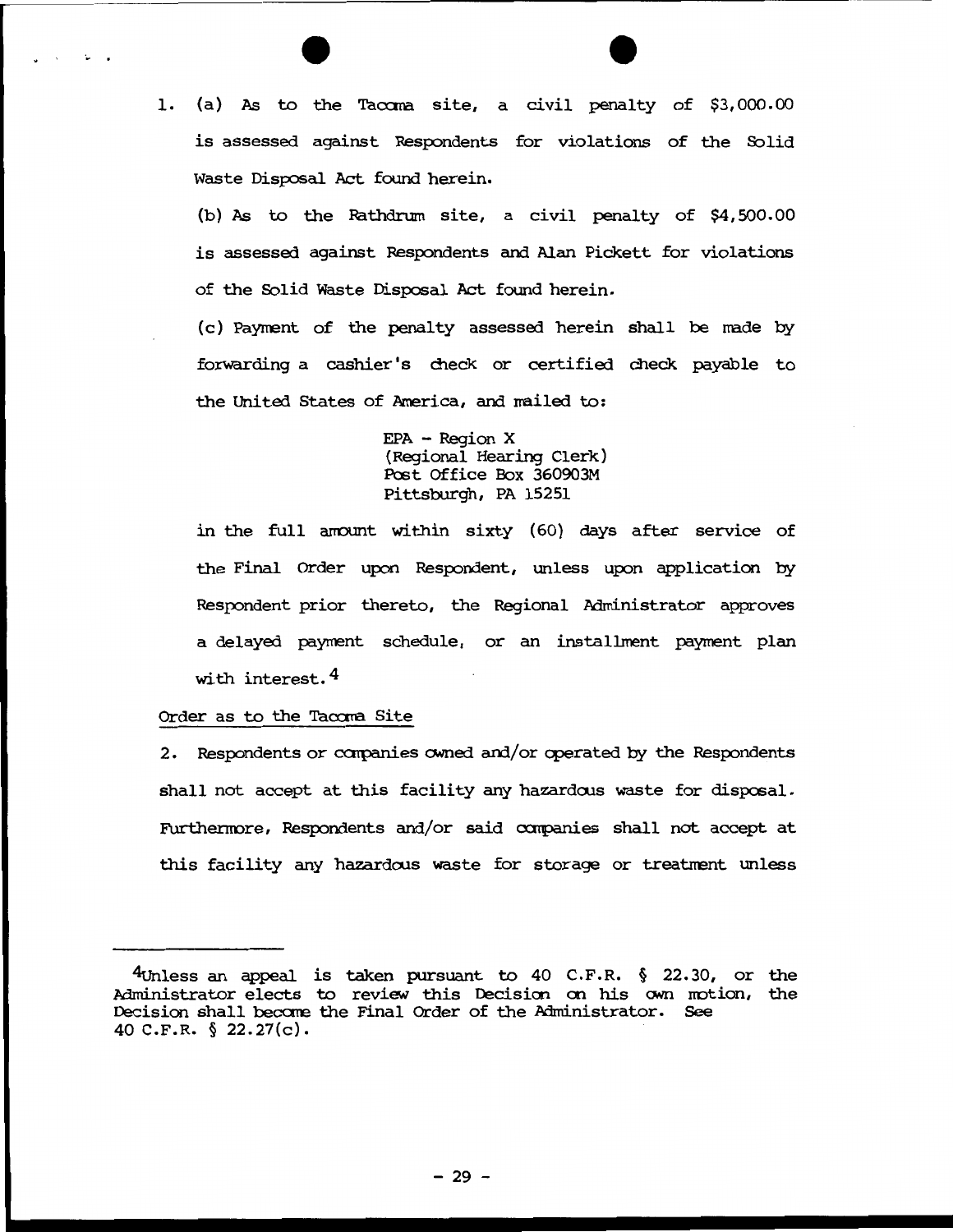1. (a) As to the Tacoma site, a civil penalty of $3,000.00 is assessed against Respondents for violations of the Solid Waste Disposal Act found herein.

   (b) As to the Rathdrum site, a civil penalty of $4,500.00 is assessed against Respondents and Alan Pickett for violations of the Solid Waste Disposal Act found herein.

   (c) Payment of the penalty assessed herein shall be made by forwarding a cashier's check or certified check payable to the United States of America, and mailed to:

   > EPA - Region X
   > (Regional Hearing Clerk)
   > Post Office Box 360903M
   > Pittsburgh, PA 15251

   in the full amount within sixty (60) days after service of the Final Order upon Respondent, unless upon application by Respondent prior thereto, the Regional Administrator approves a delayed payment schedule, or an installment payment plan with interest.[4]

Order as to the Tacoma Site

2. Respondents or companies owned and/or operated by the Respondents shall not accept at this facility any hazardous waste for disposal. Furthermore, Respondents and/or said companies shall not accept at this facility any hazardous waste for storage or treatment unless

---

[4] Unless an appeal is taken pursuant to 40 C.F.R. § 22.30, or the Administrator elects to review this Decision on his own motion, the Decision shall become the Final Order of the Administrator. See 40 C.F.R. § 22.27(c).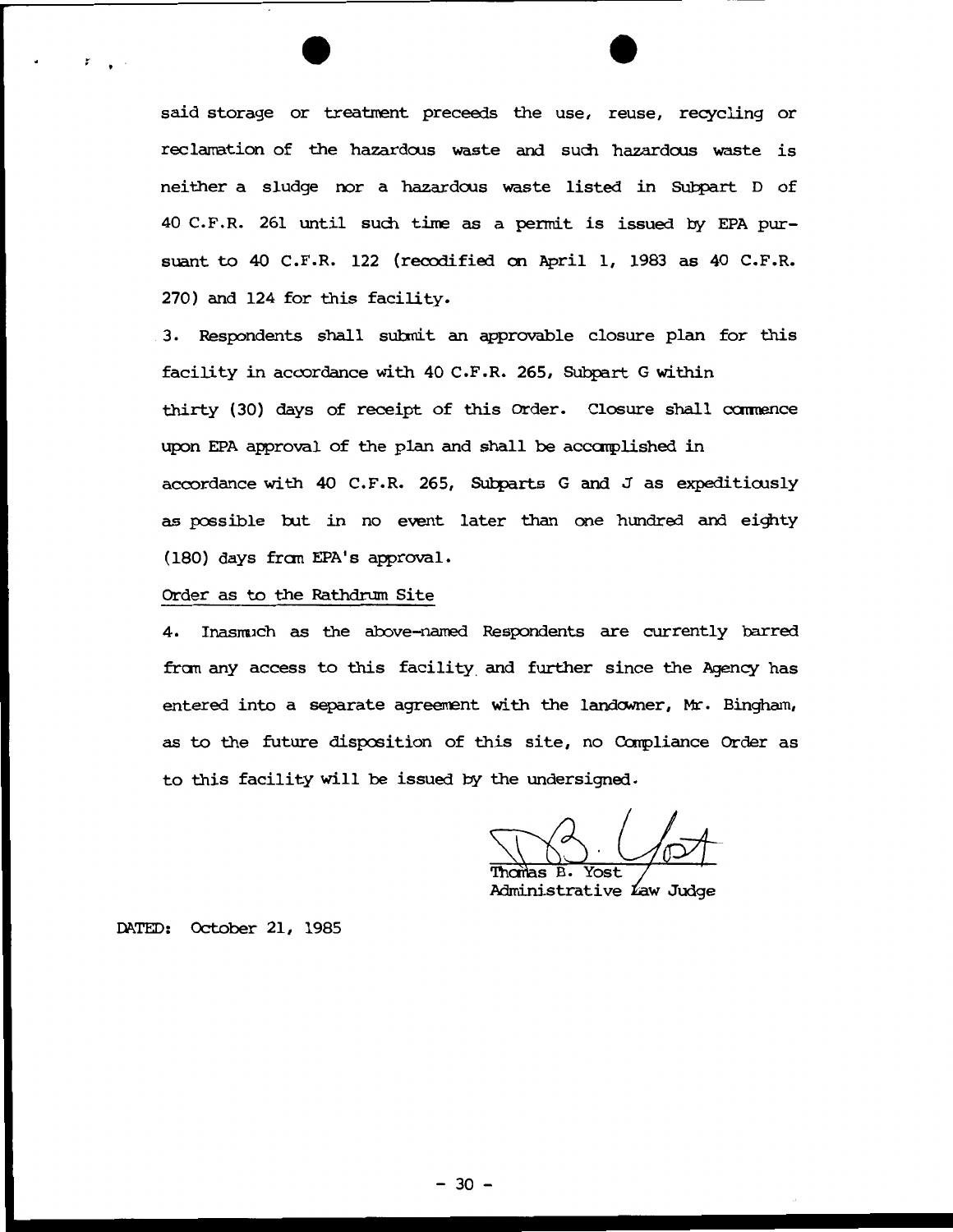said storage or treatment preceeds the use, reuse, recycling or reclamation of the hazardous waste and such hazardous waste is neither a sludge nor a hazardous waste listed in Subpart D of 40 C.F.R. 261 until such time as a permit is issued by EPA pursuant to 40 C.F.R. 122 (recodified on April 1, 1983 as 40 C.F.R. 270) and 124 for this facility.

3. Respondents shall submit an approvable closure plan for this facility in accordance with 40 C.F.R. 265, Subpart G within thirty (30) days of receipt of this Order. Closure shall commence upon EPA approval of the plan and shall be accomplished in accordance with 40 C.F.R. 265, Subparts G and J as expeditiously as possible but in no event later than one hundred and eighty (180) days from EPA's approval.

Order as to the Rathdrum Site

4. Inasmuch as the above-named Respondents are currently barred from any access to this facility and further since the Agency has entered into a separate agreement with the landowner, Mr. Bingham, as to the future disposition of this site, no Compliance Order as to this facility will be issued by the undersigned.

Thomas B. Yost
Administrative Law Judge

DATED: October 21, 1985